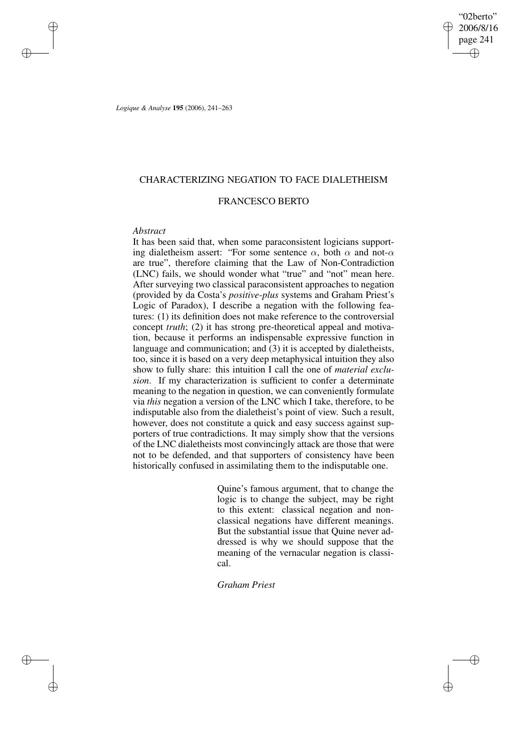# CHARACTERIZING NEGATION TO FACE DIALETHEISM

## FRANCESCO BERTO

*Abstract*

It has been said that, when some paraconsistent logicians supporting dialetheism assert: "For some sentence $\alpha$, both $\alpha$ and not-$\alpha$ are true", therefore claiming that the Law of Non-Contradiction (LNC) fails, we should wonder what "true" and "not" mean here. After surveying two classical paraconsistent approaches to negation (provided by da Costa's *positive-plus* systems and Graham Priest's Logic of Paradox), I describe a negation with the following features: (1) its definition does not make reference to the controversial concept *truth*; (2) it has strong pre-theoretical appeal and motivation, because it performs an indispensable expressive function in language and communication; and (3) it is accepted by dialetheists, too, since it is based on a very deep metaphysical intuition they also show to fully share: this intuition I call the one of *material exclusion*. If my characterization is sufficient to confer a determinate meaning to the negation in question, we can conveniently formulate via *this* negation a version of the LNC which I take, therefore, to be indisputable also from the dialetheist's point of view. Such a result, however, does not constitute a quick and easy success against supporters of true contradictions. It may simply show that the versions of the LNC dialetheists most convincingly attack are those that were not to be defended, and that supporters of consistency have been historically confused in assimilating them to the indisputable one.

> Quine's famous argument, that to change the logic is to change the subject, may be right to this extent: classical negation and non-classical negations have different meanings. But the substantial issue that Quine never addressed is why we should suppose that the meaning of the vernacular negation is classical.
>
> *Graham Priest*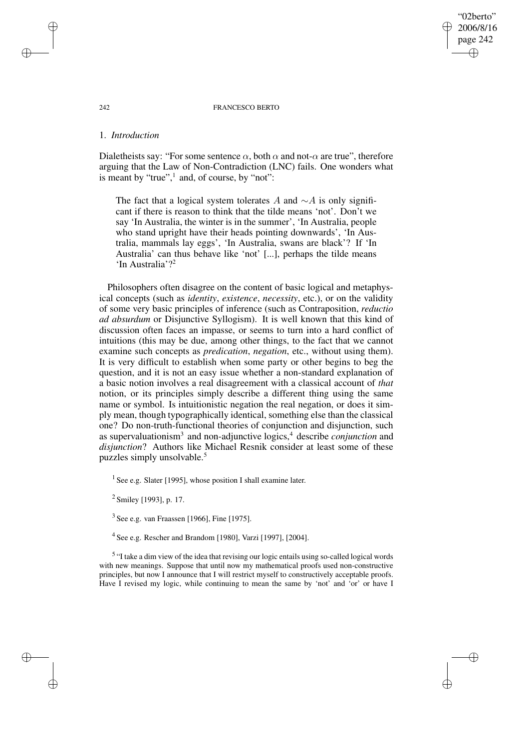## 1. *Introduction*

Dialetheists say: "For some sentence $\alpha$, both $\alpha$ and not-$\alpha$ are true", therefore arguing that the Law of Non-Contradiction (LNC) fails. One wonders what is meant by "true",[1] and, of course, by "not":

> The fact that a logical system tolerates $A$ and $\sim A$ is only significant if there is reason to think that the tilde means 'not'. Don't we say 'In Australia, the winter is in the summer', 'In Australia, people who stand upright have their heads pointing downwards', 'In Australia, mammals lay eggs', 'In Australia, swans are black'? If 'In Australia' can thus behave like 'not' [...], perhaps the tilde means 'In Australia'?[2]

Philosophers often disagree on the content of basic logical and metaphysical concepts (such as *identity*, *existence*, *necessity*, etc.), or on the validity of some very basic principles of inference (such as Contraposition, *reductio ad absurdum* or Disjunctive Syllogism). It is well known that this kind of discussion often faces an impasse, or seems to turn into a hard conflict of intuitions (this may be due, among other things, to the fact that we cannot examine such concepts as *predication*, *negation*, etc., without using them). It is very difficult to establish when some party or other begins to beg the question, and it is not an easy issue whether a non-standard explanation of a basic notion involves a real disagreement with a classical account of *that* notion, or its principles simply describe a different thing using the same name or symbol. Is intuitionistic negation the real negation, or does it simply mean, though typographically identical, something else than the classical one? Do non-truth-functional theories of conjunction and disjunction, such as supervaluationism[3] and non-adjunctive logics,[4] describe *conjunction* and *disjunction*? Authors like Michael Resnik consider at least some of these puzzles simply unsolvable.[5]

[1] See e.g. Slater [1995], whose position I shall examine later.

[2] Smiley [1993], p. 17.

[3] See e.g. van Fraassen [1966], Fine [1975].

[4] See e.g. Rescher and Brandom [1980], Varzi [1997], [2004].

[5] "I take a dim view of the idea that revising our logic entails using so-called logical words with new meanings. Suppose that until now my mathematical proofs used non-constructive principles, but now I announce that I will restrict myself to constructively acceptable proofs. Have I revised my logic, while continuing to mean the same by 'not' and 'or' or have I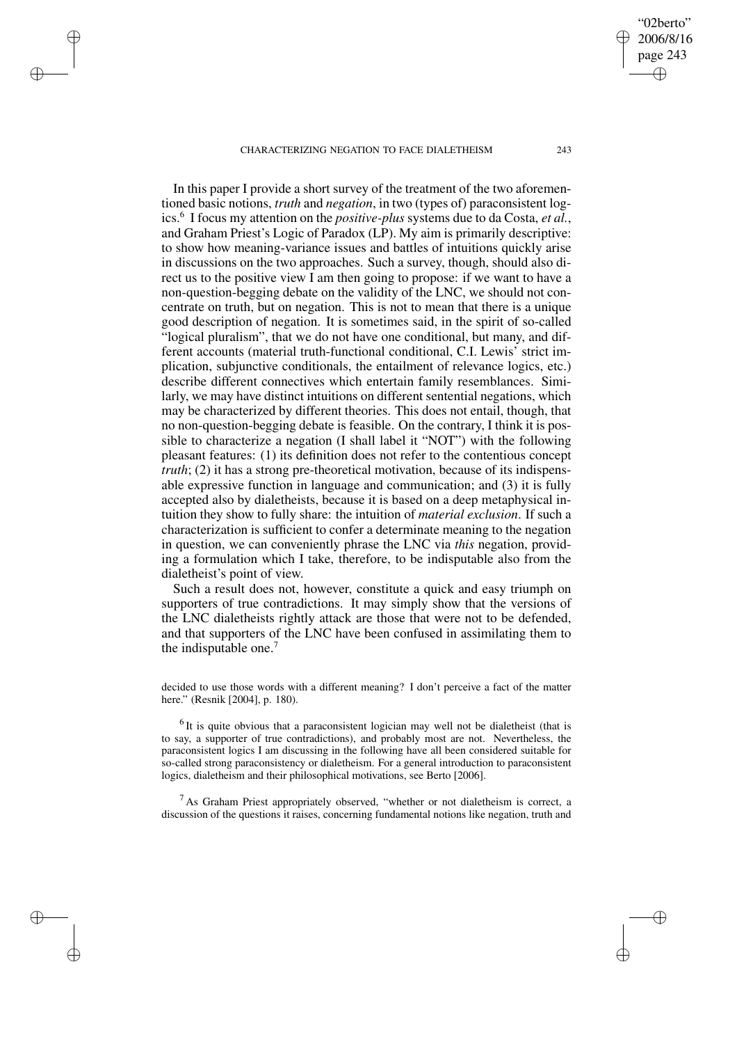In this paper I provide a short survey of the treatment of the two aforementioned basic notions, *truth* and *negation*, in two (types of) paraconsistent logics.[6] I focus my attention on the *positive-plus* systems due to da Costa, *et al.*, and Graham Priest's Logic of Paradox (LP). My aim is primarily descriptive: to show how meaning-variance issues and battles of intuitions quickly arise in discussions on the two approaches. Such a survey, though, should also direct us to the positive view I am then going to propose: if we want to have a non-question-begging debate on the validity of the LNC, we should not concentrate on truth, but on negation. This is not to mean that there is a unique good description of negation. It is sometimes said, in the spirit of so-called "logical pluralism", that we do not have one conditional, but many, and different accounts (material truth-functional conditional, C.I. Lewis' strict implication, subjunctive conditionals, the entailment of relevance logics, etc.) describe different connectives which entertain family resemblances. Similarly, we may have distinct intuitions on different sentential negations, which may be characterized by different theories. This does not entail, though, that no non-question-begging debate is feasible. On the contrary, I think it is possible to characterize a negation (I shall label it "NOT") with the following pleasant features: (1) its definition does not refer to the contentious concept *truth*; (2) it has a strong pre-theoretical motivation, because of its indispensable expressive function in language and communication; and (3) it is fully accepted also by dialetheists, because it is based on a deep metaphysical intuition they show to fully share: the intuition of *material exclusion*. If such a characterization is sufficient to confer a determinate meaning to the negation in question, we can conveniently phrase the LNC via *this* negation, providing a formulation which I take, therefore, to be indisputable also from the dialetheist's point of view.

Such a result does not, however, constitute a quick and easy triumph on supporters of true contradictions. It may simply show that the versions of the LNC dialetheists rightly attack are those that were not to be defended, and that supporters of the LNC have been confused in assimilating them to the indisputable one.[7]

decided to use those words with a different meaning? I don't perceive a fact of the matter here." (Resnik [2004], p. 180).

[6] It is quite obvious that a paraconsistent logician may well not be dialetheist (that is to say, a supporter of true contradictions), and probably most are not. Nevertheless, the paraconsistent logics I am discussing in the following have all been considered suitable for so-called strong paraconsistency or dialetheism. For a general introduction to paraconsistent logics, dialetheism and their philosophical motivations, see Berto [2006].

[7] As Graham Priest appropriately observed, "whether or not dialetheism is correct, a discussion of the questions it raises, concerning fundamental notions like negation, truth and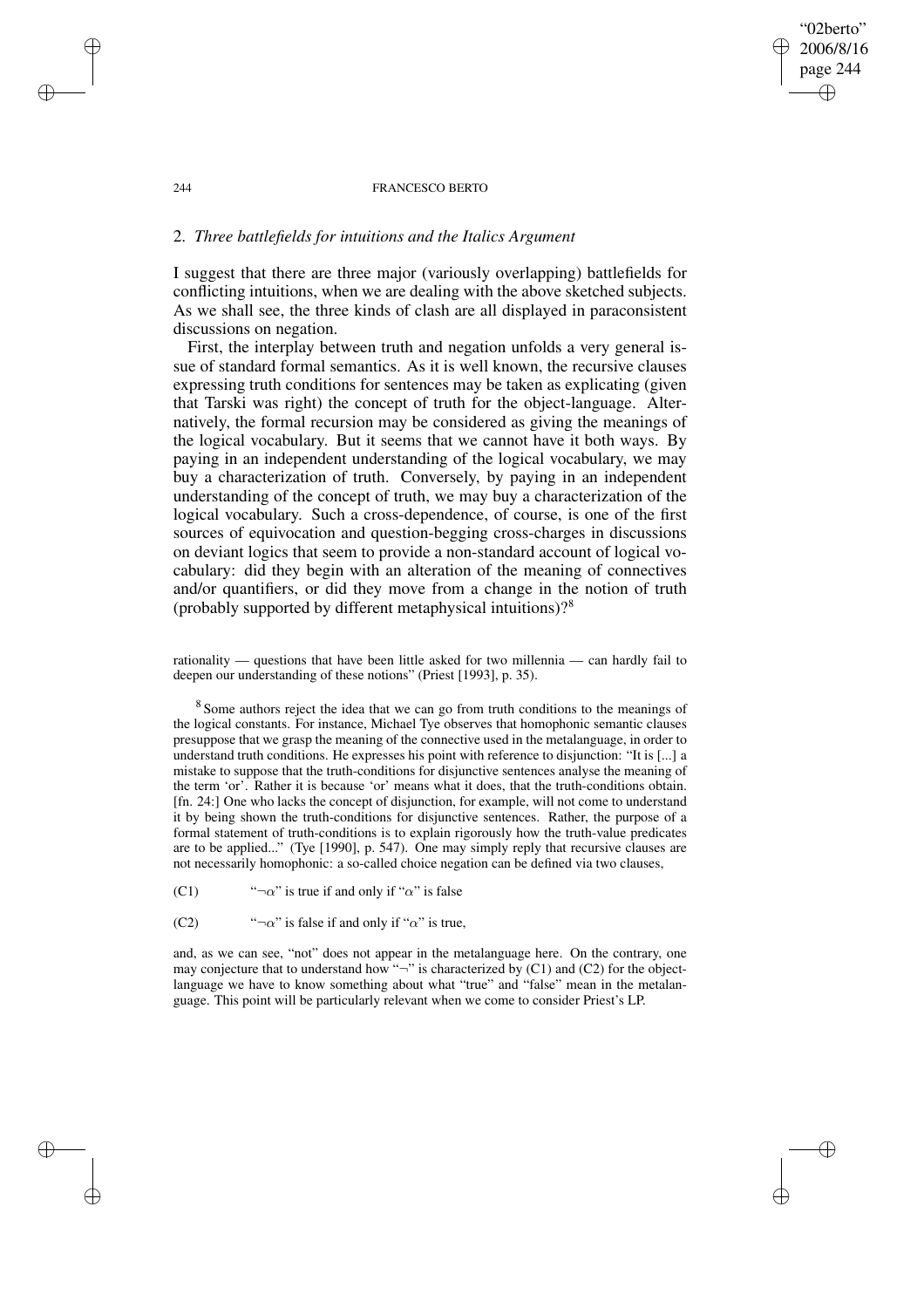## 2. *Three battlefields for intuitions and the Italics Argument*

I suggest that there are three major (variously overlapping) battlefields for conflicting intuitions, when we are dealing with the above sketched subjects. As we shall see, the three kinds of clash are all displayed in paraconsistent discussions on negation.

First, the interplay between truth and negation unfolds a very general issue of standard formal semantics. As it is well known, the recursive clauses expressing truth conditions for sentences may be taken as explicating (given that Tarski was right) the concept of truth for the object-language. Alternatively, the formal recursion may be considered as giving the meanings of the logical vocabulary. But it seems that we cannot have it both ways. By paying in an independent understanding of the logical vocabulary, we may buy a characterization of truth. Conversely, by paying in an independent understanding of the concept of truth, we may buy a characterization of the logical vocabulary. Such a cross-dependence, of course, is one of the first sources of equivocation and question-begging cross-charges in discussions on deviant logics that seem to provide a non-standard account of logical vocabulary: did they begin with an alteration of the meaning of connectives and/or quantifiers, or did they move from a change in the notion of truth (probably supported by different metaphysical intuitions)?[8]

rationality — questions that have been little asked for two millennia — can hardly fail to deepen our understanding of these notions" (Priest [1993], p. 35).

[8] Some authors reject the idea that we can go from truth conditions to the meanings of the logical constants. For instance, Michael Tye observes that homophonic semantic clauses presuppose that we grasp the meaning of the connective used in the metalanguage, in order to understand truth conditions. He expresses his point with reference to disjunction: "It is [...] a mistake to suppose that the truth-conditions for disjunctive sentences analyse the meaning of the term 'or'. Rather it is because 'or' means what it does, that the truth-conditions obtain. [fn. 24:] One who lacks the concept of disjunction, for example, will not come to understand it by being shown the truth-conditions for disjunctive sentences. Rather, the purpose of a formal statement of truth-conditions is to explain rigorously how the truth-value predicates are to be applied..." (Tye [1990], p. 547). One may simply reply that recursive clauses are not necessarily homophonic: a so-called choice negation can be defined via two clauses,

(C1) "$\neg\alpha$" is true if and only if "$\alpha$" is false

(C2) "$\neg\alpha$" is false if and only if "$\alpha$" is true,

and, as we can see, "not" does not appear in the metalanguage here. On the contrary, one may conjecture that to understand how "$\neg$" is characterized by (C1) and (C2) for the object-language we have to know something about what "true" and "false" mean in the metalanguage. This point will be particularly relevant when we come to consider Priest's LP.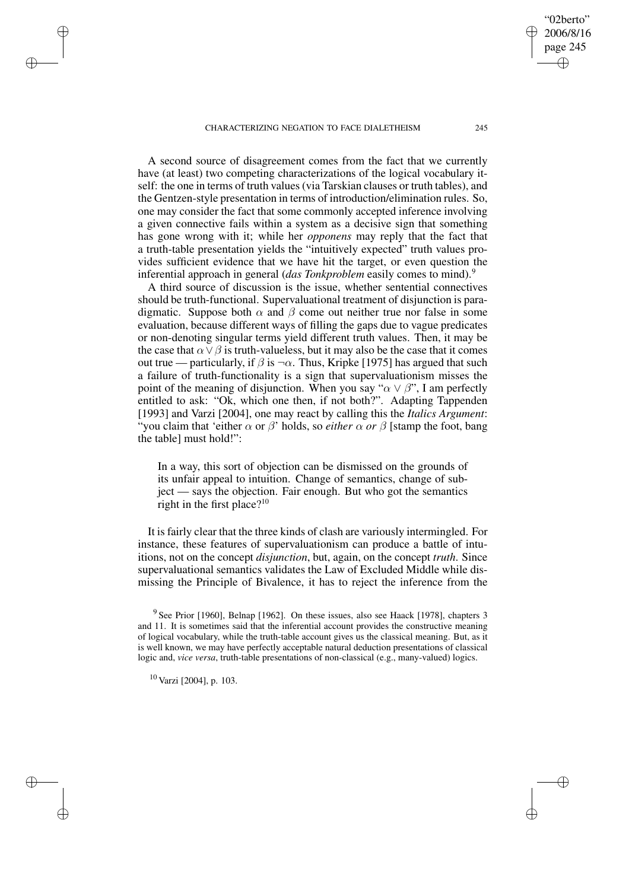A second source of disagreement comes from the fact that we currently have (at least) two competing characterizations of the logical vocabulary itself: the one in terms of truth values (via Tarskian clauses or truth tables), and the Gentzen-style presentation in terms of introduction/elimination rules. So, one may consider the fact that some commonly accepted inference involving a given connective fails within a system as a decisive sign that something has gone wrong with it; while her *opponens* may reply that the fact that a truth-table presentation yields the "intuitively expected" truth values provides sufficient evidence that we have hit the target, or even question the inferential approach in general (*das Tonkproblem* easily comes to mind).[9]

A third source of discussion is the issue, whether sentential connectives should be truth-functional. Supervaluational treatment of disjunction is paradigmatic. Suppose both $\alpha$ and $\beta$ come out neither true nor false in some evaluation, because different ways of filling the gaps due to vague predicates or non-denoting singular terms yield different truth values. Then, it may be the case that $\alpha \vee \beta$ is truth-valueless, but it may also be the case that it comes out true — particularly, if $\beta$ is $\neg\alpha$. Thus, Kripke [1975] has argued that such a failure of truth-functionality is a sign that supervaluationism misses the point of the meaning of disjunction. When you say "$\alpha \vee \beta$", I am perfectly entitled to ask: "Ok, which one then, if not both?". Adapting Tappenden [1993] and Varzi [2004], one may react by calling this the *Italics Argument*: "you claim that 'either $\alpha$ or $\beta$' holds, so *either $\alpha$ or $\beta$* [stamp the foot, bang the table] must hold!":

> In a way, this sort of objection can be dismissed on the grounds of its unfair appeal to intuition. Change of semantics, change of subject — says the objection. Fair enough. But who got the semantics right in the first place?[10]

It is fairly clear that the three kinds of clash are variously intermingled. For instance, these features of supervaluationism can produce a battle of intuitions, not on the concept *disjunction*, but, again, on the concept *truth*. Since supervaluational semantics validates the Law of Excluded Middle while dismissing the Principle of Bivalence, it has to reject the inference from the

---

[9] See Prior [1960], Belnap [1962]. On these issues, also see Haack [1978], chapters 3 and 11. It is sometimes said that the inferential account provides the constructive meaning of logical vocabulary, while the truth-table account gives us the classical meaning. But, as it is well known, we may have perfectly acceptable natural deduction presentations of classical logic and, *vice versa*, truth-table presentations of non-classical (e.g., many-valued) logics.

[10] Varzi [2004], p. 103.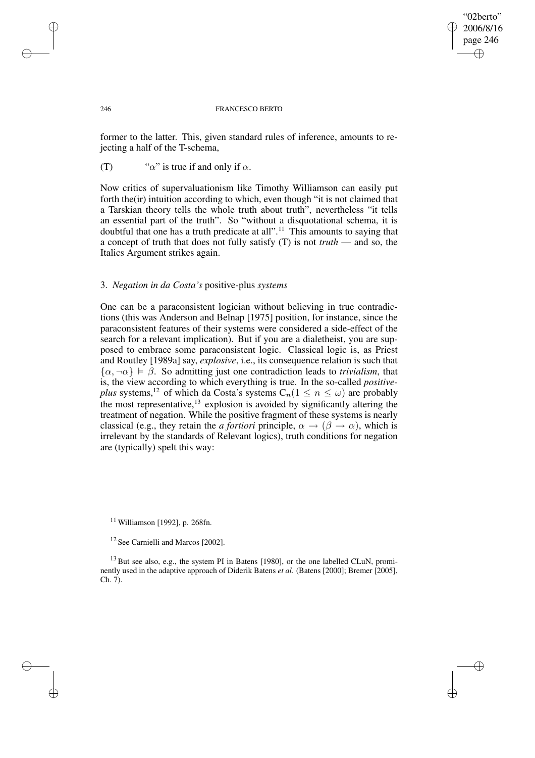former to the latter. This, given standard rules of inference, amounts to rejecting a half of the T-schema,

(T) "$\alpha$" is true if and only if $\alpha$.

Now critics of supervaluationism like Timothy Williamson can easily put forth the(ir) intuition according to which, even though "it is not claimed that a Tarskian theory tells the whole truth about truth", nevertheless "it tells an essential part of the truth". So "without a disquotational schema, it is doubtful that one has a truth predicate at all".[11] This amounts to saying that a concept of truth that does not fully satisfy (T) is not *truth* — and so, the Italics Argument strikes again.

## 3. *Negation in da Costa's* positive-plus *systems*

One can be a paraconsistent logician without believing in true contradictions (this was Anderson and Belnap [1975] position, for instance, since the paraconsistent features of their systems were considered a side-effect of the search for a relevant implication). But if you are a dialetheist, you are supposed to embrace some paraconsistent logic. Classical logic is, as Priest and Routley [1989a] say, *explosive*, i.e., its consequence relation is such that $\{\alpha, \neg\alpha\} \vDash \beta$. So admitting just one contradiction leads to *trivialism*, that is, the view according to which everything is true. In the so-called *positive-plus* systems,[12] of which da Costa's systems $C_n (1 \leq n \leq \omega)$ are probably the most representative,[13] explosion is avoided by significantly altering the treatment of negation. While the positive fragment of these systems is nearly classical (e.g., they retain the *a fortiori* principle, $\alpha \rightarrow (\beta \rightarrow \alpha)$, which is irrelevant by the standards of Relevant logics), truth conditions for negation are (typically) spelt this way:

[11] Williamson [1992], p. 268fn.

[12] See Carnielli and Marcos [2002].

[13] But see also, e.g., the system PI in Batens [1980], or the one labelled CLuN, prominently used in the adaptive approach of Diderik Batens *et al.* (Batens [2000]; Bremer [2005], Ch. 7).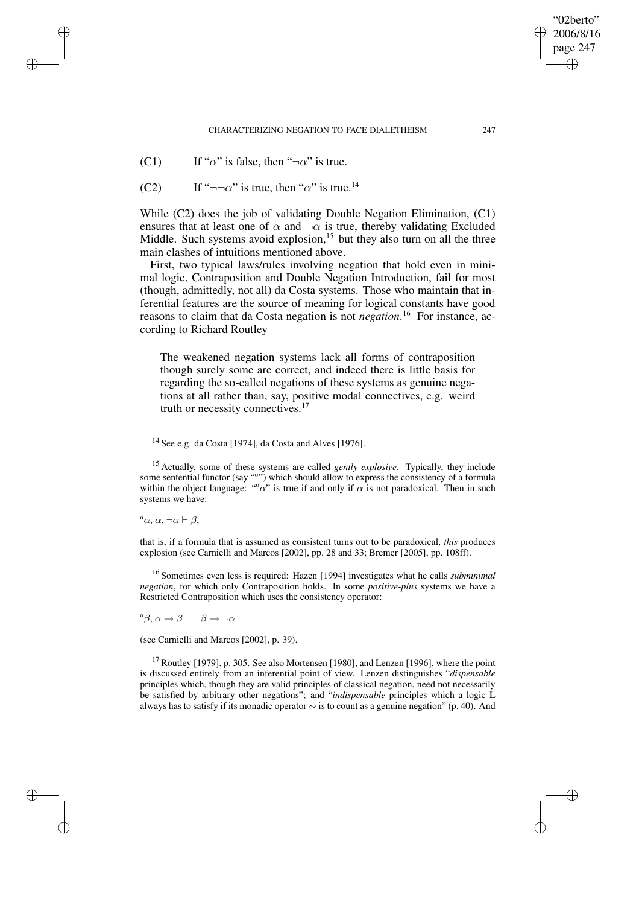(C1) If "$\alpha$" is false, then "$\neg\alpha$" is true.

(C2) If "$\neg\neg\alpha$" is true, then "$\alpha$" is true.[14]

While (C2) does the job of validating Double Negation Elimination, (C1) ensures that at least one of $\alpha$ and $\neg\alpha$ is true, thereby validating Excluded Middle. Such systems avoid explosion,[15] but they also turn on all the three main clashes of intuitions mentioned above.

First, two typical laws/rules involving negation that hold even in minimal logic, Contraposition and Double Negation Introduction, fail for most (though, admittedly, not all) da Costa systems. Those who maintain that inferential features are the source of meaning for logical constants have good reasons to claim that da Costa negation is not *negation*.[16] For instance, according to Richard Routley

> The weakened negation systems lack all forms of contraposition though surely some are correct, and indeed there is little basis for regarding the so-called negations of these systems as genuine negations at all rather than, say, positive modal connectives, e.g. weird truth or necessity connectives.[17]

---

[14] See e.g. da Costa [1974], da Costa and Alves [1976].

[15] Actually, some of these systems are called *gently explosive*. Typically, they include some sentential functor (say "$^{\circ}$") which should allow to express the consistency of a formula within the object language: "$^{\circ}\alpha$" is true if and only if $\alpha$ is not paradoxical. Then in such systems we have:

$$^{\circ}\alpha, \alpha, \neg\alpha \vdash \beta,$$

that is, if a formula that is assumed as consistent turns out to be paradoxical, *this* produces explosion (see Carnielli and Marcos [2002], pp. 28 and 33; Bremer [2005], pp. 108ff).

[16] Sometimes even less is required: Hazen [1994] investigates what he calls *subminimal negation*, for which only Contraposition holds. In some *positive-plus* systems we have a Restricted Contraposition which uses the consistency operator:

$$^{\circ}\beta, \alpha \rightarrow \beta \vdash \neg\beta \rightarrow \neg\alpha$$

(see Carnielli and Marcos [2002], p. 39).

[17] Routley [1979], p. 305. See also Mortensen [1980], and Lenzen [1996], where the point is discussed entirely from an inferential point of view. Lenzen distinguishes "*dispensable* principles which, though they are valid principles of classical negation, need not necessarily be satisfied by arbitrary other negations"; and "*indispensable* principles which a logic L always has to satisfy if its monadic operator $\sim$ is to count as a genuine negation" (p. 40). And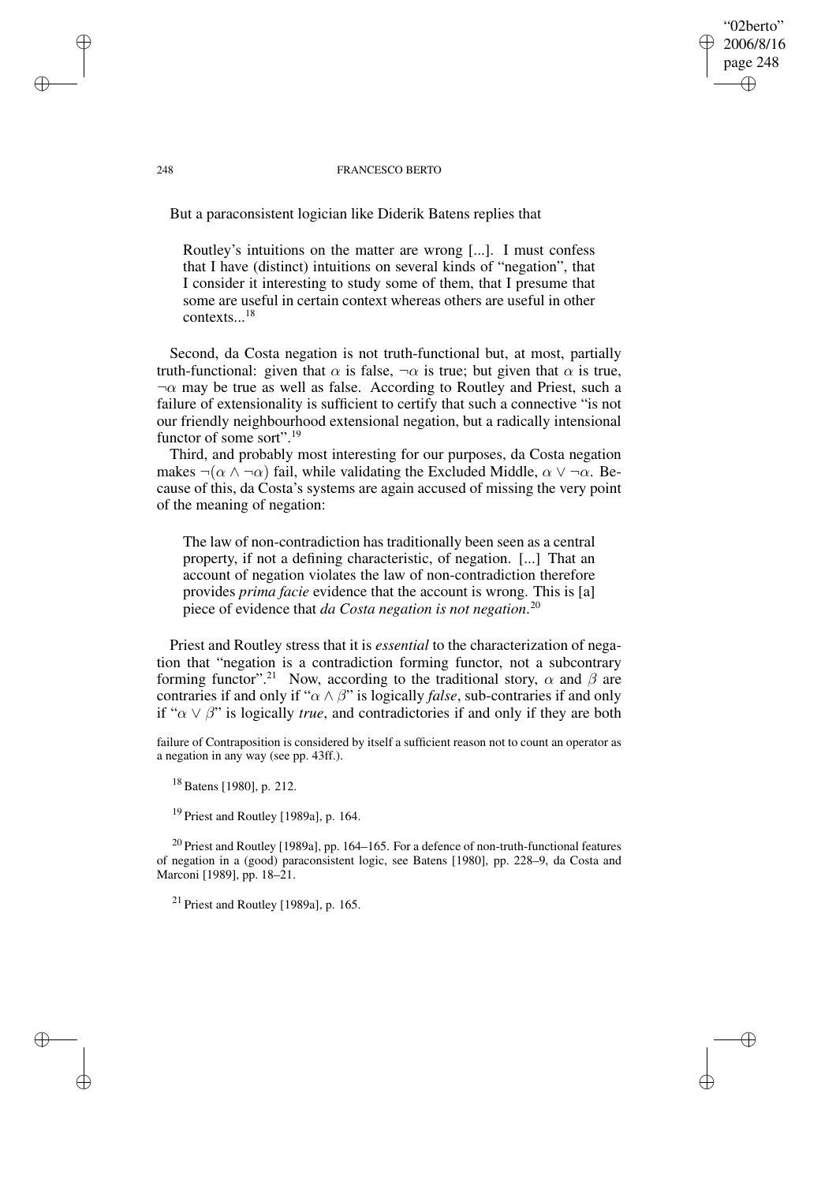But a paraconsistent logician like Diderik Batens replies that

> Routley's intuitions on the matter are wrong [...]. I must confess that I have (distinct) intuitions on several kinds of "negation", that I consider it interesting to study some of them, that I presume that some are useful in certain context whereas others are useful in other contexts...[18]

Second, da Costa negation is not truth-functional but, at most, partially truth-functional: given that $\alpha$ is false, $\neg\alpha$ is true; but given that $\alpha$ is true, $\neg\alpha$ may be true as well as false. According to Routley and Priest, such a failure of extensionality is sufficient to certify that such a connective "is not our friendly neighbourhood extensional negation, but a radically intensional functor of some sort".[19]

Third, and probably most interesting for our purposes, da Costa negation makes $\neg(\alpha \wedge \neg\alpha)$ fail, while validating the Excluded Middle, $\alpha \vee \neg\alpha$. Because of this, da Costa's systems are again accused of missing the very point of the meaning of negation:

> The law of non-contradiction has traditionally been seen as a central property, if not a defining characteristic, of negation. [...] That an account of negation violates the law of non-contradiction therefore provides *prima facie* evidence that the account is wrong. This is [a] piece of evidence that *da Costa negation is not negation*.[20]

Priest and Routley stress that it is *essential* to the characterization of negation that "negation is a contradiction forming functor, not a subcontrary forming functor".[21] Now, according to the traditional story, $\alpha$ and $\beta$ are contraries if and only if "$\alpha \wedge \beta$" is logically *false*, sub-contraries if and only if "$\alpha \vee \beta$" is logically *true*, and contradictories if and only if they are both

failure of Contraposition is considered by itself a sufficient reason not to count an operator as a negation in any way (see pp. 43ff.).

[18] Batens [1980], p. 212.

[19] Priest and Routley [1989a], p. 164.

[20] Priest and Routley [1989a], pp. 164–165. For a defence of non-truth-functional features of negation in a (good) paraconsistent logic, see Batens [1980], pp. 228–9, da Costa and Marconi [1989], pp. 18–21.

[21] Priest and Routley [1989a], p. 165.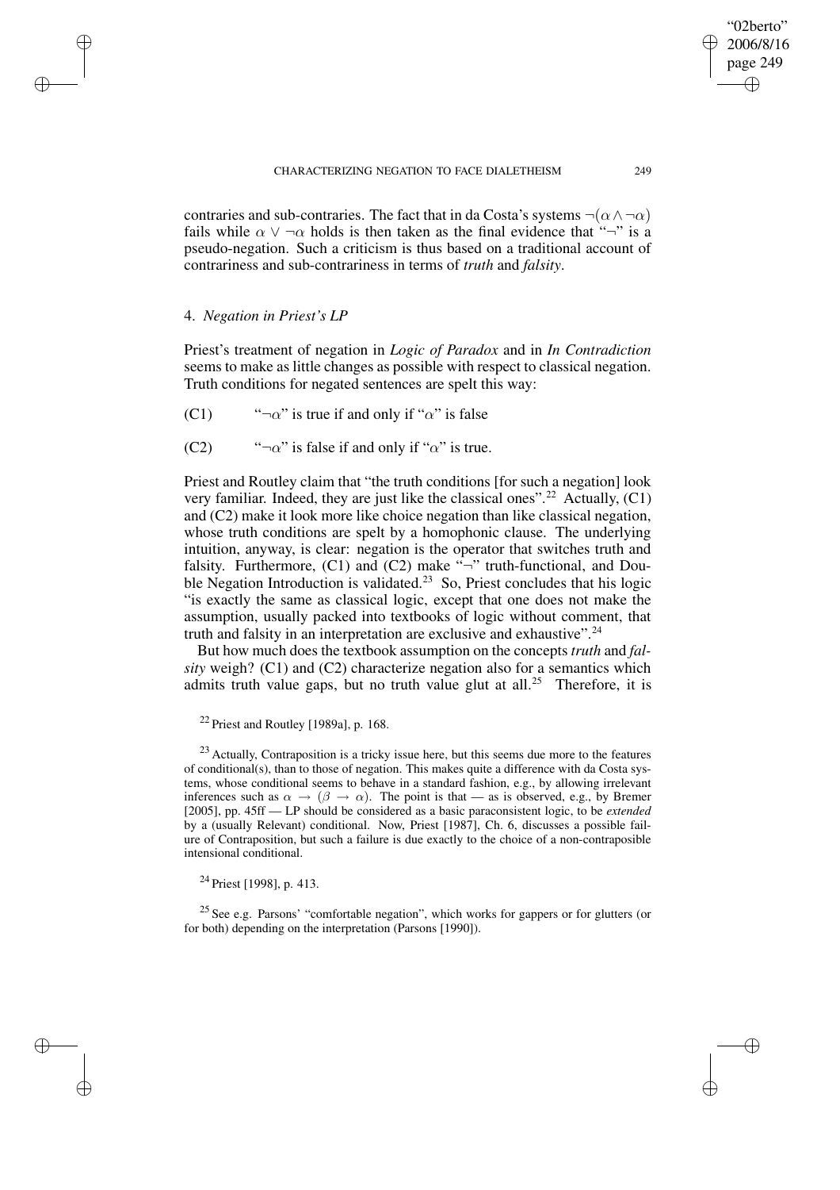contraries and sub-contraries. The fact that in da Costa's systems $\neg(\alpha \wedge \neg\alpha)$ fails while $\alpha \vee \neg\alpha$ holds is then taken as the final evidence that "$\neg$" is a pseudo-negation. Such a criticism is thus based on a traditional account of contrariness and sub-contrariness in terms of *truth* and *falsity*.

## 4. *Negation in Priest's LP*

Priest's treatment of negation in *Logic of Paradox* and in *In Contradiction* seems to make as little changes as possible with respect to classical negation. Truth conditions for negated sentences are spelt this way:

(C1) "$\neg\alpha$" is true if and only if "$\alpha$" is false

(C2) "$\neg\alpha$" is false if and only if "$\alpha$" is true.

Priest and Routley claim that "the truth conditions [for such a negation] look very familiar. Indeed, they are just like the classical ones".[22] Actually, (C1) and (C2) make it look more like choice negation than like classical negation, whose truth conditions are spelt by a homophonic clause. The underlying intuition, anyway, is clear: negation is the operator that switches truth and falsity. Furthermore, (C1) and (C2) make "$\neg$" truth-functional, and Double Negation Introduction is validated.[23] So, Priest concludes that his logic "is exactly the same as classical logic, except that one does not make the assumption, usually packed into textbooks of logic without comment, that truth and falsity in an interpretation are exclusive and exhaustive".[24]

But how much does the textbook assumption on the concepts *truth* and *falsity* weigh? (C1) and (C2) characterize negation also for a semantics which admits truth value gaps, but no truth value glut at all.[25] Therefore, it is

[22] Priest and Routley [1989a], p. 168.

[23] Actually, Contraposition is a tricky issue here, but this seems due more to the features of conditional(s), than to those of negation. This makes quite a difference with da Costa systems, whose conditional seems to behave in a standard fashion, e.g., by allowing irrelevant inferences such as $\alpha \rightarrow (\beta \rightarrow \alpha)$. The point is that — as is observed, e.g., by Bremer [2005], pp. 45ff — LP should be considered as a basic paraconsistent logic, to be *extended* by a (usually Relevant) conditional. Now, Priest [1987], Ch. 6, discusses a possible failure of Contraposition, but such a failure is due exactly to the choice of a non-contraposible intensional conditional.

[24] Priest [1998], p. 413.

[25] See e.g. Parsons' "comfortable negation", which works for gappers or for glutters (or for both) depending on the interpretation (Parsons [1990]).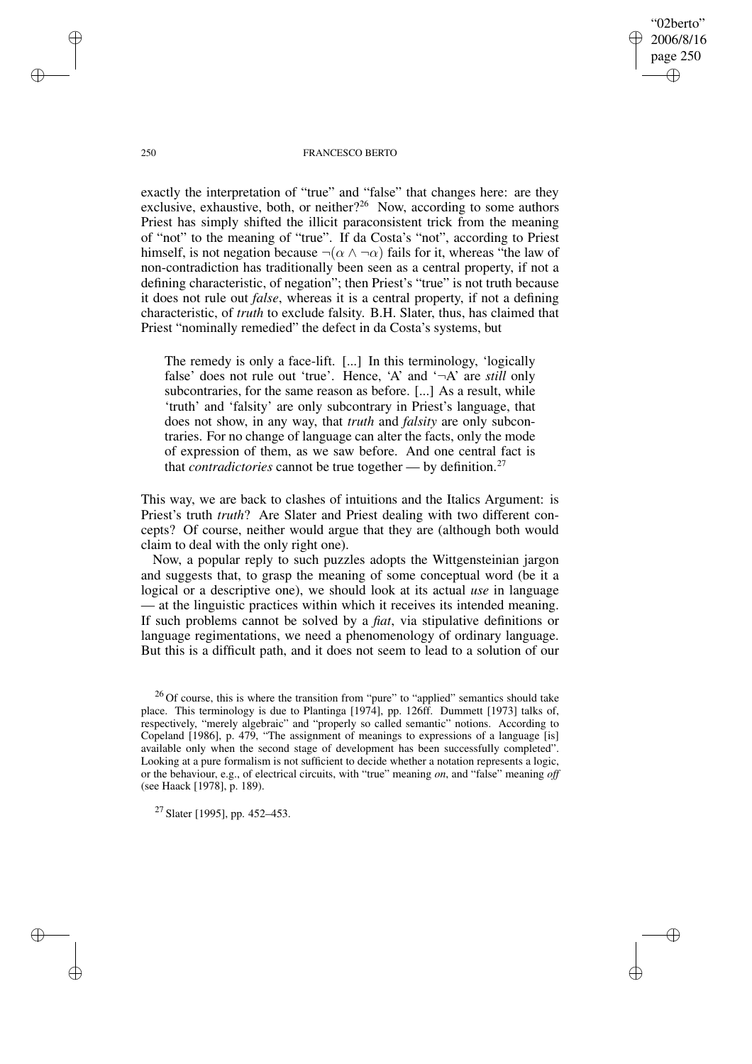exactly the interpretation of "true" and "false" that changes here: are they exclusive, exhaustive, both, or neither?[26] Now, according to some authors Priest has simply shifted the illicit paraconsistent trick from the meaning of "not" to the meaning of "true". If da Costa's "not", according to Priest himself, is not negation because $\neg(\alpha \wedge \neg\alpha)$ fails for it, whereas "the law of non-contradiction has traditionally been seen as a central property, if not a defining characteristic, of negation"; then Priest's "true" is not truth because it does not rule out *false*, whereas it is a central property, if not a defining characteristic, of *truth* to exclude falsity. B.H. Slater, thus, has claimed that Priest "nominally remedied" the defect in da Costa's systems, but

> The remedy is only a face-lift. [...] In this terminology, 'logically false' does not rule out 'true'. Hence, 'A' and '¬A' are *still* only subcontraries, for the same reason as before. [...] As a result, while 'truth' and 'falsity' are only subcontrary in Priest's language, that does not show, in any way, that *truth* and *falsity* are only subcontraries. For no change of language can alter the facts, only the mode of expression of them, as we saw before. And one central fact is that *contradictories* cannot be true together — by definition.[27]

This way, we are back to clashes of intuitions and the Italics Argument: is Priest's truth *truth*? Are Slater and Priest dealing with two different concepts? Of course, neither would argue that they are (although both would claim to deal with the only right one).

Now, a popular reply to such puzzles adopts the Wittgensteinian jargon and suggests that, to grasp the meaning of some conceptual word (be it a logical or a descriptive one), we should look at its actual *use* in language — at the linguistic practices within which it receives its intended meaning. If such problems cannot be solved by a *fiat*, via stipulative definitions or language regimentations, we need a phenomenology of ordinary language. But this is a difficult path, and it does not seem to lead to a solution of our

[26] Of course, this is where the transition from "pure" to "applied" semantics should take place. This terminology is due to Plantinga [1974], pp. 126ff. Dummett [1973] talks of, respectively, "merely algebraic" and "properly so called semantic" notions. According to Copeland [1986], p. 479, "The assignment of meanings to expressions of a language [is] available only when the second stage of development has been successfully completed". Looking at a pure formalism is not sufficient to decide whether a notation represents a logic, or the behaviour, e.g., of electrical circuits, with "true" meaning *on*, and "false" meaning *off* (see Haack [1978], p. 189).

[27] Slater [1995], pp. 452–453.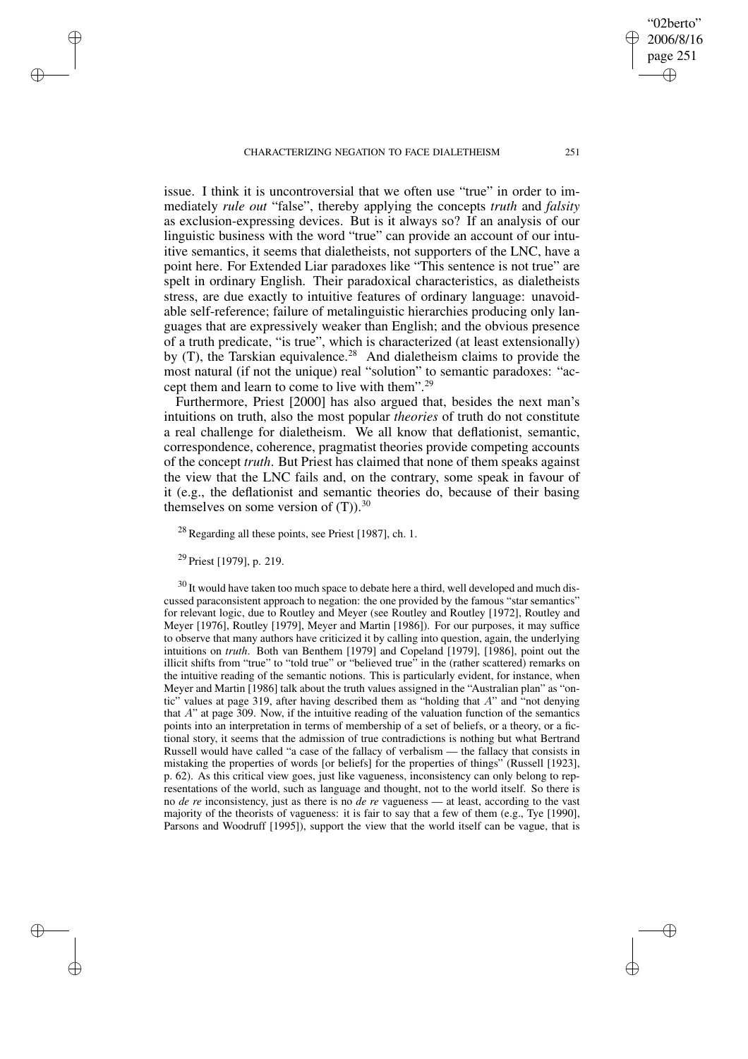issue. I think it is uncontroversial that we often use "true" in order to immediately *rule out* "false", thereby applying the concepts *truth* and *falsity* as exclusion-expressing devices. But is it always so? If an analysis of our linguistic business with the word "true" can provide an account of our intuitive semantics, it seems that dialetheists, not supporters of the LNC, have a point here. For Extended Liar paradoxes like "This sentence is not true" are spelt in ordinary English. Their paradoxical characteristics, as dialetheists stress, are due exactly to intuitive features of ordinary language: unavoidable self-reference; failure of metalinguistic hierarchies producing only languages that are expressively weaker than English; and the obvious presence of a truth predicate, "is true", which is characterized (at least extensionally) by (T), the Tarskian equivalence.[28] And dialetheism claims to provide the most natural (if not the unique) real "solution" to semantic paradoxes: "accept them and learn to come to live with them".[29]

Furthermore, Priest [2000] has also argued that, besides the next man's intuitions on truth, also the most popular *theories* of truth do not constitute a real challenge for dialetheism. We all know that deflationist, semantic, correspondence, coherence, pragmatist theories provide competing accounts of the concept *truth*. But Priest has claimed that none of them speaks against the view that the LNC fails and, on the contrary, some speak in favour of it (e.g., the deflationist and semantic theories do, because of their basing themselves on some version of (T)).[30]

[28] Regarding all these points, see Priest [1987], ch. 1.

[29] Priest [1979], p. 219.

[30] It would have taken too much space to debate here a third, well developed and much discussed paraconsistent approach to negation: the one provided by the famous "star semantics" for relevant logic, due to Routley and Meyer (see Routley and Routley [1972], Routley and Meyer [1976], Routley [1979], Meyer and Martin [1986]). For our purposes, it may suffice to observe that many authors have criticized it by calling into question, again, the underlying intuitions on *truth*. Both van Benthem [1979] and Copeland [1979], [1986], point out the illicit shifts from "true" to "told true" or "believed true" in the (rather scattered) remarks on the intuitive reading of the semantic notions. This is particularly evident, for instance, when Meyer and Martin [1986] talk about the truth values assigned in the "Australian plan" as "ontic" values at page 319, after having described them as "holding that $A$" and "not denying that $A$" at page 309. Now, if the intuitive reading of the valuation function of the semantics points into an interpretation in terms of membership of a set of beliefs, or a theory, or a fictional story, it seems that the admission of true contradictions is nothing but what Bertrand Russell would have called "a case of the fallacy of verbalism — the fallacy that consists in mistaking the properties of words [or beliefs] for the properties of things" (Russell [1923], p. 62). As this critical view goes, just like vagueness, inconsistency can only belong to representations of the world, such as language and thought, not to the world itself. So there is no *de re* inconsistency, just as there is no *de re* vagueness — at least, according to the vast majority of the theorists of vagueness: it is fair to say that a few of them (e.g., Tye [1990], Parsons and Woodruff [1995]), support the view that the world itself can be vague, that is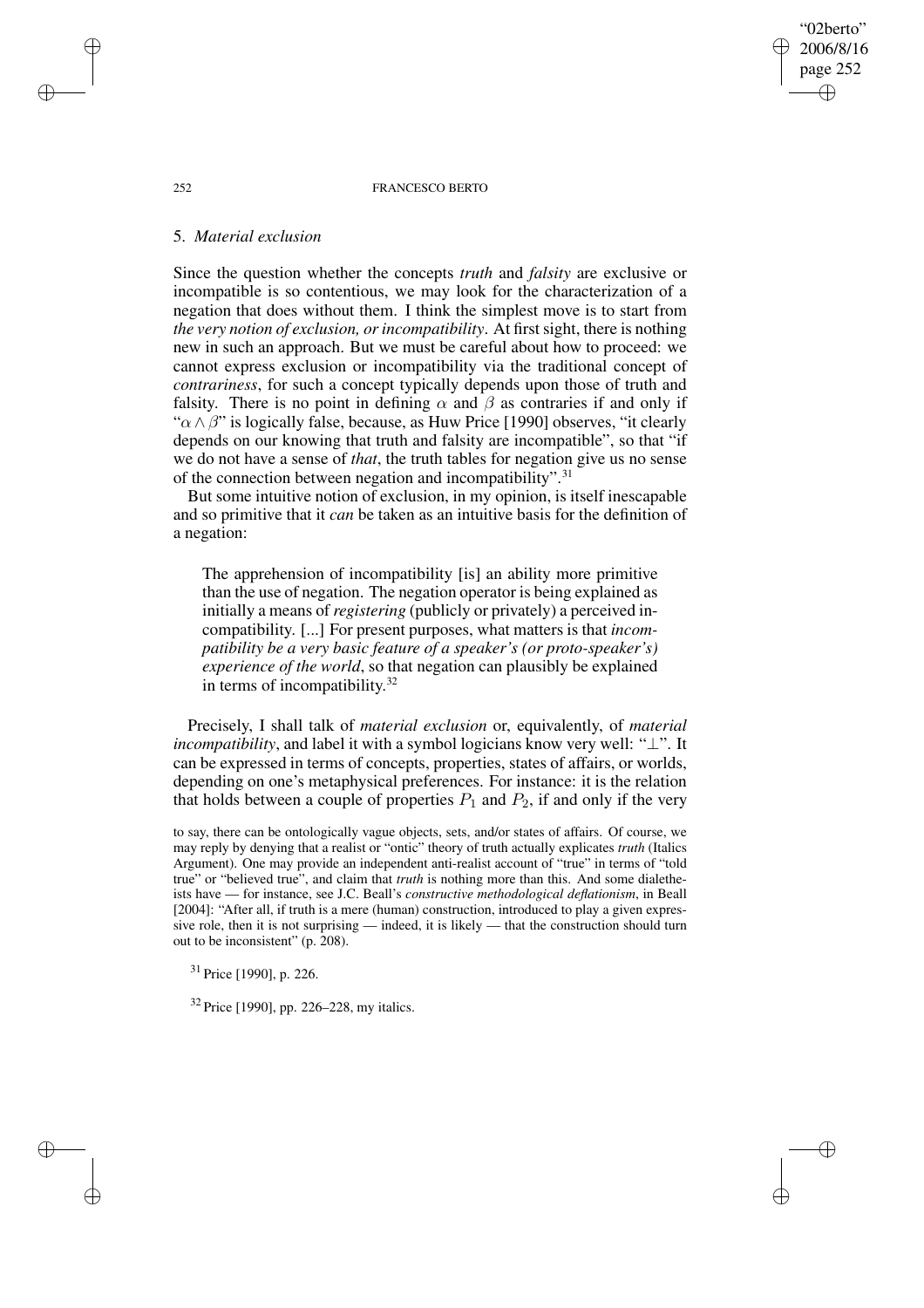## 5. *Material exclusion*

Since the question whether the concepts *truth* and *falsity* are exclusive or incompatible is so contentious, we may look for the characterization of a negation that does without them. I think the simplest move is to start from *the very notion of exclusion, or incompatibility*. At first sight, there is nothing new in such an approach. But we must be careful about how to proceed: we cannot express exclusion or incompatibility via the traditional concept of *contrariness*, for such a concept typically depends upon those of truth and falsity. There is no point in defining $\alpha$ and $\beta$ as contraries if and only if "$\alpha \wedge \beta$" is logically false, because, as Huw Price [1990] observes, "it clearly depends on our knowing that truth and falsity are incompatible", so that "if we do not have a sense of *that*, the truth tables for negation give us no sense of the connection between negation and incompatibility".[31]

But some intuitive notion of exclusion, in my opinion, is itself inescapable and so primitive that it *can* be taken as an intuitive basis for the definition of a negation:

> The apprehension of incompatibility [is] an ability more primitive than the use of negation. The negation operator is being explained as initially a means of *registering* (publicly or privately) a perceived incompatibility. [...] For present purposes, what matters is that *incompatibility be a very basic feature of a speaker's (or proto-speaker's) experience of the world*, so that negation can plausibly be explained in terms of incompatibility.[32]

Precisely, I shall talk of *material exclusion* or, equivalently, of *material incompatibility*, and label it with a symbol logicians know very well: "$\perp$". It can be expressed in terms of concepts, properties, states of affairs, or worlds, depending on one's metaphysical preferences. For instance: it is the relation that holds between a couple of properties $P_1$ and $P_2$, if and only if the very

to say, there can be ontologically vague objects, sets, and/or states of affairs. Of course, we may reply by denying that a realist or "ontic" theory of truth actually explicates *truth* (Italics Argument). One may provide an independent anti-realist account of "true" in terms of "told true" or "believed true", and claim that *truth* is nothing more than this. And some dialetheists have — for instance, see J.C. Beall's *constructive methodological deflationism*, in Beall [2004]: "After all, if truth is a mere (human) construction, introduced to play a given expressive role, then it is not surprising — indeed, it is likely — that the construction should turn out to be inconsistent" (p. 208).

[31] Price [1990], p. 226.

[32] Price [1990], pp. 226–228, my italics.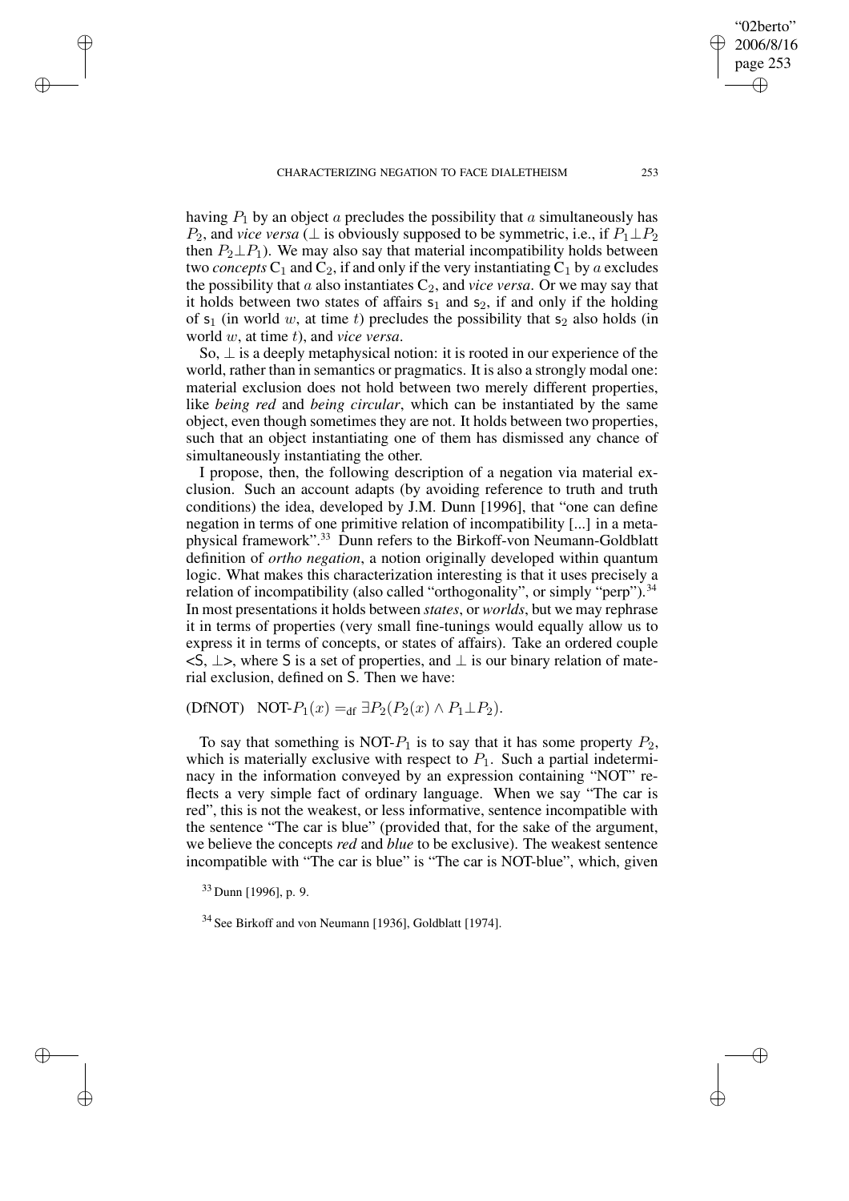having $P_1$ by an object $a$ precludes the possibility that $a$ simultaneously has $P_2$, and *vice versa* ($\perp$ is obviously supposed to be symmetric, i.e., if $P_1 \perp P_2$ then $P_2 \perp P_1$). We may also say that material incompatibility holds between two *concepts* $C_1$ and $C_2$, if and only if the very instantiating $C_1$ by $a$ excludes the possibility that $a$ also instantiates $C_2$, and *vice versa*. Or we may say that it holds between two states of affairs $s_1$ and $s_2$, if and only if the holding of $s_1$ (in world $w$, at time $t$) precludes the possibility that $s_2$ also holds (in world $w$, at time $t$), and *vice versa*.

So, $\perp$ is a deeply metaphysical notion: it is rooted in our experience of the world, rather than in semantics or pragmatics. It is also a strongly modal one: material exclusion does not hold between two merely different properties, like *being red* and *being circular*, which can be instantiated by the same object, even though sometimes they are not. It holds between two properties, such that an object instantiating one of them has dismissed any chance of simultaneously instantiating the other.

I propose, then, the following description of a negation via material exclusion. Such an account adapts (by avoiding reference to truth and truth conditions) the idea, developed by J.M. Dunn [1996], that "one can define negation in terms of one primitive relation of incompatibility [...] in a metaphysical framework".[33] Dunn refers to the Birkoff-von Neumann-Goldblatt definition of *ortho negation*, a notion originally developed within quantum logic. What makes this characterization interesting is that it uses precisely a relation of incompatibility (also called "orthogonality", or simply "perp").[34] In most presentations it holds between *states*, or *worlds*, but we may rephrase it in terms of properties (very small fine-tunings would equally allow us to express it in terms of concepts, or states of affairs). Take an ordered couple $<S, \perp>$, where S is a set of properties, and $\perp$ is our binary relation of material exclusion, defined on S. Then we have:

(DfNOT) $\quad \text{NOT-}P_1(x) =_{\text{df}} \exists P_2(P_2(x) \wedge P_1 \perp P_2)$.

To say that something is NOT-$P_1$ is to say that it has some property $P_2$, which is materially exclusive with respect to $P_1$. Such a partial indeterminacy in the information conveyed by an expression containing "NOT" reflects a very simple fact of ordinary language. When we say "The car is red", this is not the weakest, or less informative, sentence incompatible with the sentence "The car is blue" (provided that, for the sake of the argument, we believe the concepts *red* and *blue* to be exclusive). The weakest sentence incompatible with "The car is blue" is "The car is NOT-blue", which, given

[33] Dunn [1996], p. 9.

[34] See Birkoff and von Neumann [1936], Goldblatt [1974].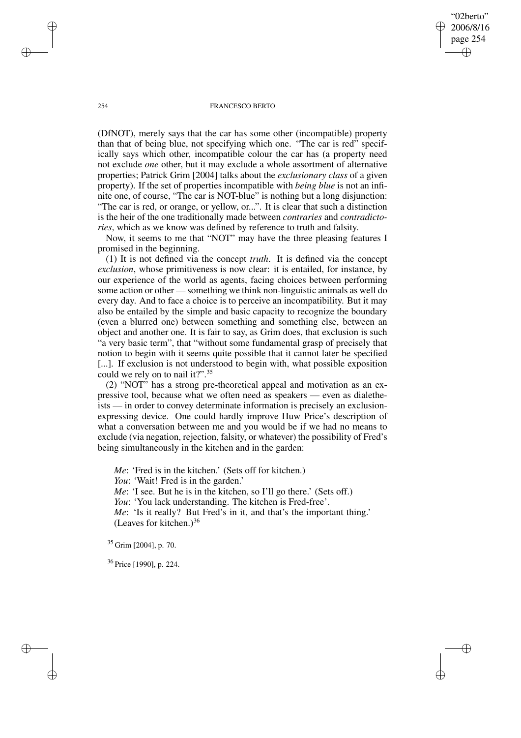(DfNOT), merely says that the car has some other (incompatible) property than that of being blue, not specifying which one. "The car is red" specifically says which other, incompatible colour the car has (a property need not exclude *one* other, but it may exclude a whole assortment of alternative properties; Patrick Grim [2004] talks about the *exclusionary class* of a given property). If the set of properties incompatible with *being blue* is not an infinite one, of course, "The car is NOT-blue" is nothing but a long disjunction: "The car is red, or orange, or yellow, or...". It is clear that such a distinction is the heir of the one traditionally made between *contraries* and *contradictories*, which as we know was defined by reference to truth and falsity.

Now, it seems to me that "NOT" may have the three pleasing features I promised in the beginning.

(1) It is not defined via the concept *truth*. It is defined via the concept *exclusion*, whose primitiveness is now clear: it is entailed, for instance, by our experience of the world as agents, facing choices between performing some action or other — something we think non-linguistic animals as well do every day. And to face a choice is to perceive an incompatibility. But it may also be entailed by the simple and basic capacity to recognize the boundary (even a blurred one) between something and something else, between an object and another one. It is fair to say, as Grim does, that exclusion is such "a very basic term", that "without some fundamental grasp of precisely that notion to begin with it seems quite possible that it cannot later be specified [...]. If exclusion is not understood to begin with, what possible exposition could we rely on to nail it?".[35]

(2) "NOT" has a strong pre-theoretical appeal and motivation as an expressive tool, because what we often need as speakers — even as dialetheists — in order to convey determinate information is precisely an exclusion-expressing device. One could hardly improve Huw Price's description of what a conversation between me and you would be if we had no means to exclude (via negation, rejection, falsity, or whatever) the possibility of Fred's being simultaneously in the kitchen and in the garden:

> *Me*: 'Fred is in the kitchen.' (Sets off for kitchen.)
> *You*: 'Wait! Fred is in the garden.'
> *Me*: 'I see. But he is in the kitchen, so I'll go there.' (Sets off.)
> *You*: 'You lack understanding. The kitchen is Fred-free'.
> *Me*: 'Is it really? But Fred's in it, and that's the important thing.' (Leaves for kitchen.)[36]

[35] Grim [2004], p. 70.

[36] Price [1990], p. 224.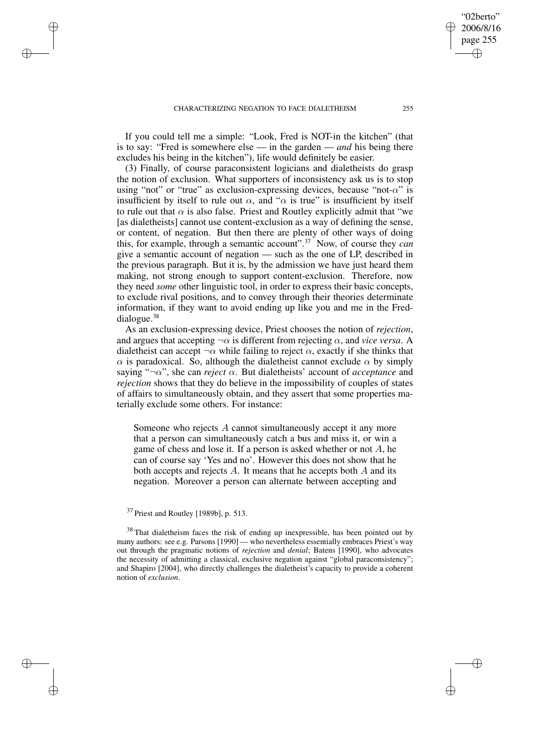If you could tell me a simple: "Look, Fred is NOT-in the kitchen" (that is to say: "Fred is somewhere else — in the garden — *and* his being there excludes his being in the kitchen"), life would definitely be easier.

(3) Finally, of course paraconsistent logicians and dialetheists do grasp the notion of exclusion. What supporters of inconsistency ask us is to stop using "not" or "true" as exclusion-expressing devices, because "not-$\alpha$" is insufficient by itself to rule out $\alpha$, and "$\alpha$ is true" is insufficient by itself to rule out that $\alpha$ is also false. Priest and Routley explicitly admit that "we [as dialetheists] cannot use content-exclusion as a way of defining the sense, or content, of negation. But then there are plenty of other ways of doing this, for example, through a semantic account".[37] Now, of course they *can* give a semantic account of negation — such as the one of LP, described in the previous paragraph. But it is, by the admission we have just heard them making, not strong enough to support content-exclusion. Therefore, now they need *some* other linguistic tool, in order to express their basic concepts, to exclude rival positions, and to convey through their theories determinate information, if they want to avoid ending up like you and me in the Fred-dialogue.[38]

As an exclusion-expressing device, Priest chooses the notion of *rejection*, and argues that accepting $\neg\alpha$ is different from rejecting $\alpha$, and *vice versa*. A dialetheist can accept $\neg\alpha$ while failing to reject $\alpha$, exactly if she thinks that $\alpha$ is paradoxical. So, although the dialetheist cannot exclude $\alpha$ by simply saying "$\neg\alpha$", she can *reject* $\alpha$. But dialetheists' account of *acceptance* and *rejection* shows that they do believe in the impossibility of couples of states of affairs to simultaneously obtain, and they assert that some properties materially exclude some others. For instance:

> Someone who rejects $A$ cannot simultaneously accept it any more that a person can simultaneously catch a bus and miss it, or win a game of chess and lose it. If a person is asked whether or not $A$, he can of course say 'Yes and no'. However this does not show that he both accepts and rejects $A$. It means that he accepts both $A$ and its negation. Moreover a person can alternate between accepting and

[37] Priest and Routley [1989b], p. 513.

[38] That dialetheism faces the risk of ending up inexpressible, has been pointed out by many authors: see e.g. Parsons [1990] — who nevertheless essentially embraces Priest's way out through the pragmatic notions of *rejection* and *denial*; Batens [1990], who advocates the necessity of admitting a classical, exclusive negation against "global paraconsistency"; and Shapiro [2004], who directly challenges the dialetheist's capacity to provide a coherent notion of *exclusion*.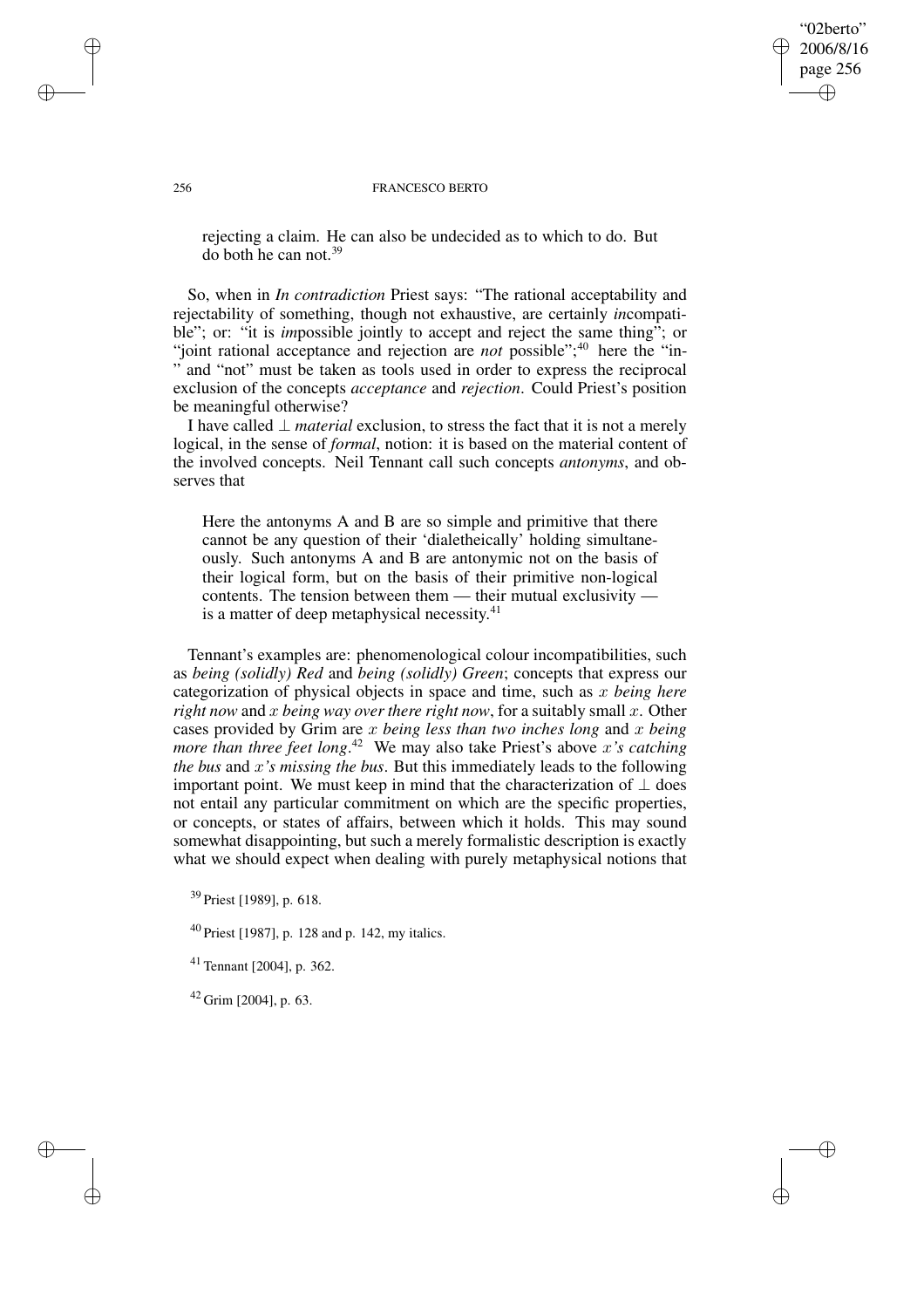> rejecting a claim. He can also be undecided as to which to do. But do both he can not.[39]

So, when in *In contradiction* Priest says: "The rational acceptability and rejectability of something, though not exhaustive, are certainly *in*compatible"; or: "it is *im*possible jointly to accept and reject the same thing"; or "joint rational acceptance and rejection are *not* possible";[40] here the "in-" and "not" must be taken as tools used in order to express the reciprocal exclusion of the concepts *acceptance* and *rejection*. Could Priest's position be meaningful otherwise?

I have called $\perp$ *material* exclusion, to stress the fact that it is not a merely logical, in the sense of *formal*, notion: it is based on the material content of the involved concepts. Neil Tennant call such concepts *antonyms*, and observes that

> Here the antonyms A and B are so simple and primitive that there cannot be any question of their 'dialetheically' holding simultaneously. Such antonyms A and B are antonymic not on the basis of their logical form, but on the basis of their primitive non-logical contents. The tension between them — their mutual exclusivity — is a matter of deep metaphysical necessity.[41]

Tennant's examples are: phenomenological colour incompatibilities, such as *being (solidly) Red* and *being (solidly) Green*; concepts that express our categorization of physical objects in space and time, such as $x$ *being here right now* and $x$ *being way over there right now*, for a suitably small $x$. Other cases provided by Grim are $x$ *being less than two inches long* and $x$ *being more than three feet long*.[42] We may also take Priest's above $x$*'s catching the bus* and $x$*'s missing the bus*. But this immediately leads to the following important point. We must keep in mind that the characterization of $\perp$ does not entail any particular commitment on which are the specific properties, or concepts, or states of affairs, between which it holds. This may sound somewhat disappointing, but such a merely formalistic description is exactly what we should expect when dealing with purely metaphysical notions that

[39] Priest [1989], p. 618.

[40] Priest [1987], p. 128 and p. 142, my italics.

[41] Tennant [2004], p. 362.

[42] Grim [2004], p. 63.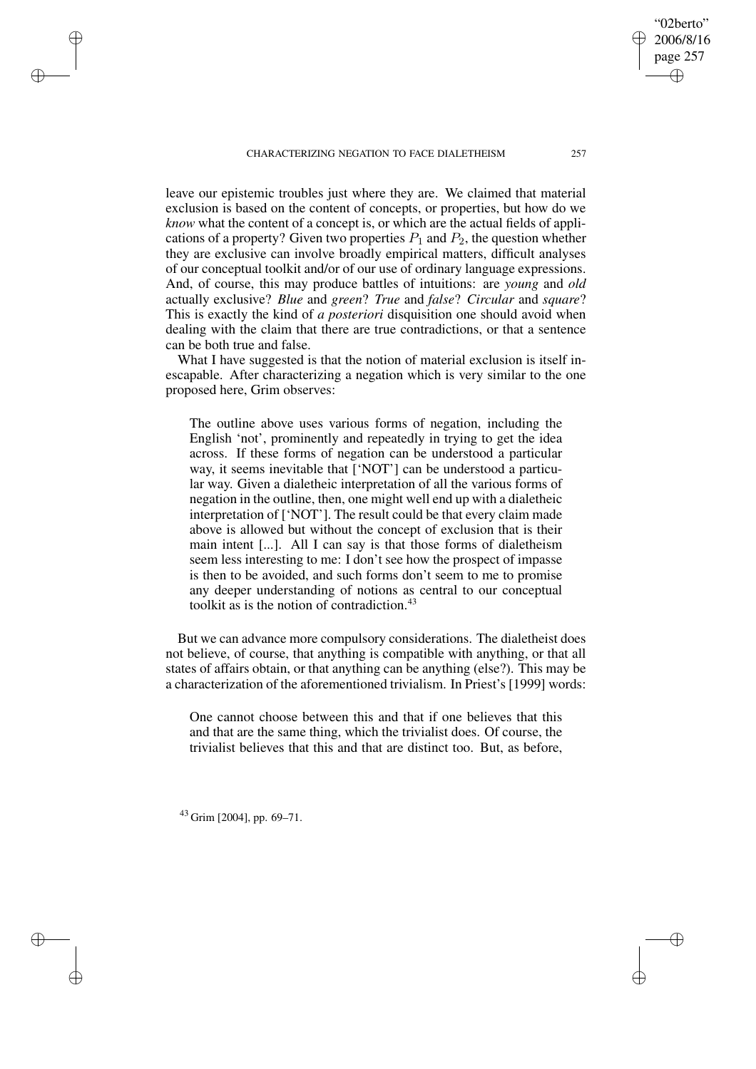leave our epistemic troubles just where they are. We claimed that material exclusion is based on the content of concepts, or properties, but how do we *know* what the content of a concept is, or which are the actual fields of applications of a property? Given two properties $P_1$ and $P_2$, the question whether they are exclusive can involve broadly empirical matters, difficult analyses of our conceptual toolkit and/or of our use of ordinary language expressions. And, of course, this may produce battles of intuitions: are *young* and *old* actually exclusive? *Blue* and *green*? *True* and *false*? *Circular* and *square*? This is exactly the kind of *a posteriori* disquisition one should avoid when dealing with the claim that there are true contradictions, or that a sentence can be both true and false.

What I have suggested is that the notion of material exclusion is itself inescapable. After characterizing a negation which is very similar to the one proposed here, Grim observes:

> The outline above uses various forms of negation, including the English 'not', prominently and repeatedly in trying to get the idea across. If these forms of negation can be understood a particular way, it seems inevitable that ['NOT'] can be understood a particular way. Given a dialetheic interpretation of all the various forms of negation in the outline, then, one might well end up with a dialetheic interpretation of ['NOT']. The result could be that every claim made above is allowed but without the concept of exclusion that is their main intent [...]. All I can say is that those forms of dialetheism seem less interesting to me: I don't see how the prospect of impasse is then to be avoided, and such forms don't seem to me to promise any deeper understanding of notions as central to our conceptual toolkit as is the notion of contradiction.[43]

But we can advance more compulsory considerations. The dialetheist does not believe, of course, that anything is compatible with anything, or that all states of affairs obtain, or that anything can be anything (else?). This may be a characterization of the aforementioned trivialism. In Priest's [1999] words:

> One cannot choose between this and that if one believes that this and that are the same thing, which the trivialist does. Of course, the trivialist believes that this and that are distinct too. But, as before,

[43] Grim [2004], pp. 69–71.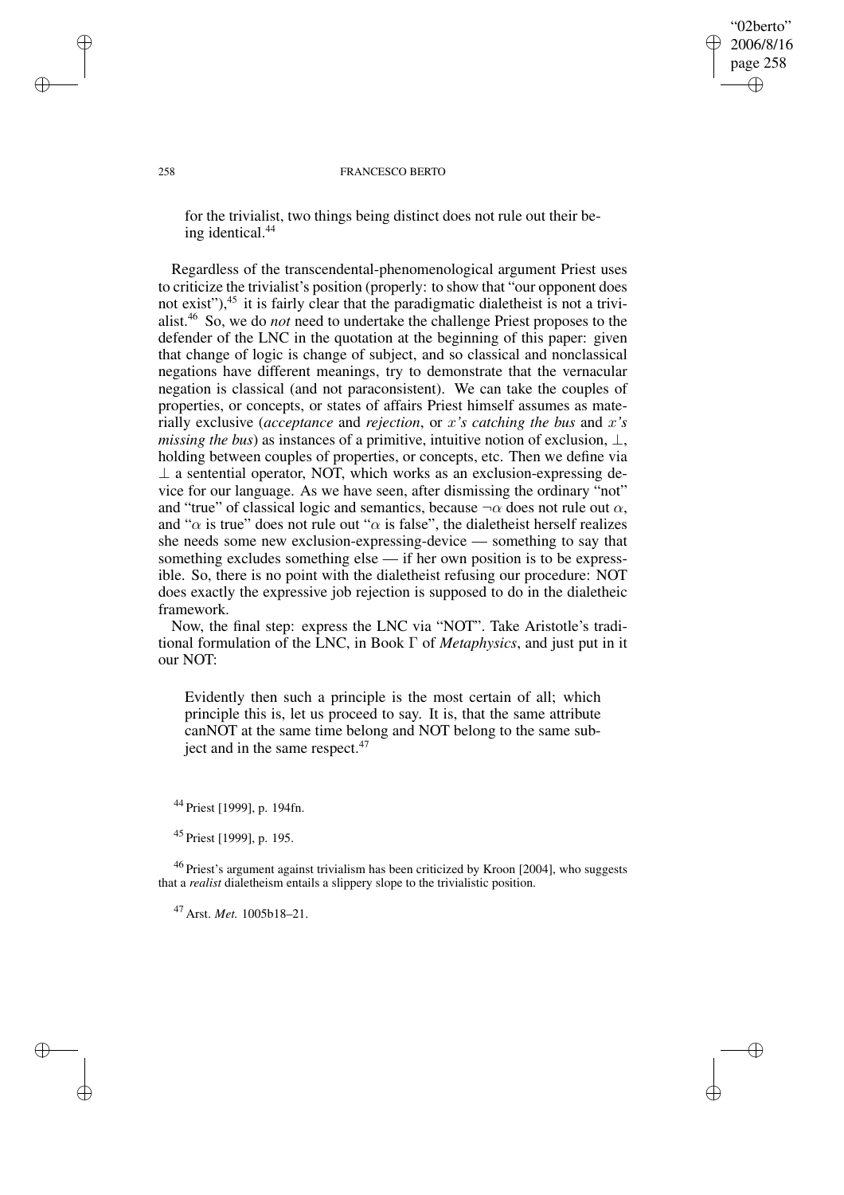for the trivialist, two things being distinct does not rule out their being identical.[44]

Regardless of the transcendental-phenomenological argument Priest uses to criticize the trivialist's position (properly: to show that "our opponent does not exist"),[45] it is fairly clear that the paradigmatic dialetheist is not a trivialist.[46] So, we do *not* need to undertake the challenge Priest proposes to the defender of the LNC in the quotation at the beginning of this paper: given that change of logic is change of subject, and so classical and nonclassical negations have different meanings, try to demonstrate that the vernacular negation is classical (and not paraconsistent). We can take the couples of properties, or concepts, or states of affairs Priest himself assumes as materially exclusive (*acceptance* and *rejection*, or *$x$'s catching the bus* and *$x$'s missing the bus*) as instances of a primitive, intuitive notion of exclusion, $\perp$, holding between couples of properties, or concepts, etc. Then we define via $\perp$ a sentential operator, NOT, which works as an exclusion-expressing device for our language. As we have seen, after dismissing the ordinary "not" and "true" of classical logic and semantics, because $\neg\alpha$ does not rule out $\alpha$, and "$\alpha$ is true" does not rule out "$\alpha$ is false", the dialetheist herself realizes she needs some new exclusion-expressing-device — something to say that something excludes something else — if her own position is to be expressible. So, there is no point with the dialetheist refusing our procedure: NOT does exactly the expressive job rejection is supposed to do in the dialetheic framework.

Now, the final step: express the LNC via "NOT". Take Aristotle's traditional formulation of the LNC, in Book Γ of *Metaphysics*, and just put in it our NOT:

> Evidently then such a principle is the most certain of all; which principle this is, let us proceed to say. It is, that the same attribute canNOT at the same time belong and NOT belong to the same subject and in the same respect.[47]

[44] Priest [1999], p. 194fn.

[45] Priest [1999], p. 195.

[46] Priest's argument against trivialism has been criticized by Kroon [2004], who suggests that a *realist* dialetheism entails a slippery slope to the trivialistic position.

[47] Arst. *Met.* 1005b18–21.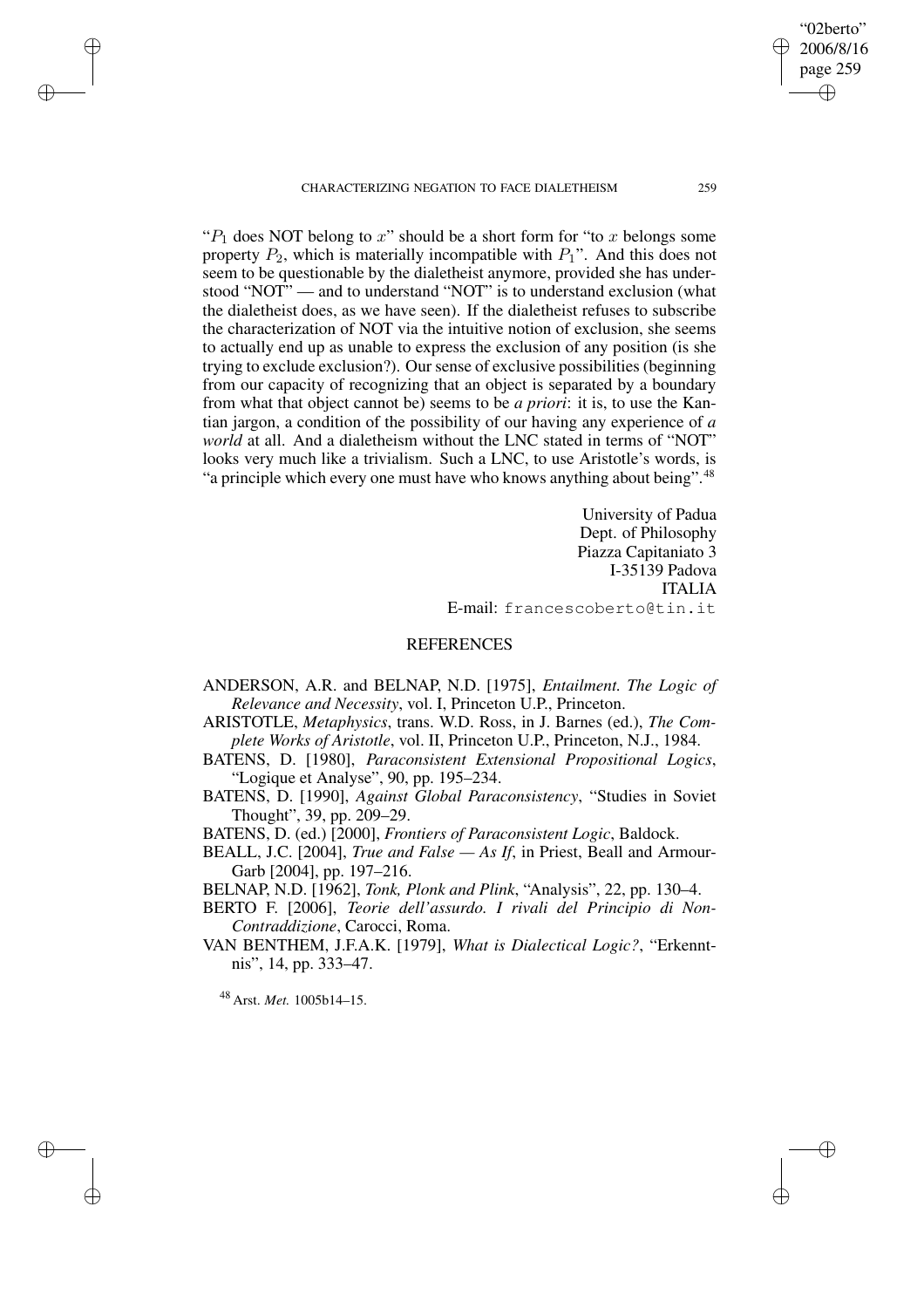"$P_1$ does NOT belong to $x$" should be a short form for "to $x$ belongs some property $P_2$, which is materially incompatible with $P_1$". And this does not seem to be questionable by the dialetheist anymore, provided she has understood "NOT" — and to understand "NOT" is to understand exclusion (what the dialetheist does, as we have seen). If the dialetheist refuses to subscribe the characterization of NOT via the intuitive notion of exclusion, she seems to actually end up as unable to express the exclusion of any position (is she trying to exclude exclusion?). Our sense of exclusive possibilities (beginning from our capacity of recognizing that an object is separated by a boundary from what that object cannot be) seems to be *a priori*: it is, to use the Kantian jargon, a condition of the possibility of our having any experience of *a world* at all. And a dialetheism without the LNC stated in terms of "NOT" looks very much like a trivialism. Such a LNC, to use Aristotle's words, is "a principle which every one must have who knows anything about being".[48]

University of Padua
Dept. of Philosophy
Piazza Capitaniato 3
I-35139 Padova
ITALIA
E-mail: francescoberto@tin.it

## REFERENCES

ANDERSON, A.R. and BELNAP, N.D. [1975], *Entailment. The Logic of Relevance and Necessity*, vol. I, Princeton U.P., Princeton.

ARISTOTLE, *Metaphysics*, trans. W.D. Ross, in J. Barnes (ed.), *The Complete Works of Aristotle*, vol. II, Princeton U.P., Princeton, N.J., 1984.

BATENS, D. [1980], *Paraconsistent Extensional Propositional Logics*, "Logique et Analyse", 90, pp. 195–234.

BATENS, D. [1990], *Against Global Paraconsistency*, "Studies in Soviet Thought", 39, pp. 209–29.

BATENS, D. (ed.) [2000], *Frontiers of Paraconsistent Logic*, Baldock.

BEALL, J.C. [2004], *True and False — As If*, in Priest, Beall and Armour-Garb [2004], pp. 197–216.

BELNAP, N.D. [1962], *Tonk, Plonk and Plink*, "Analysis", 22, pp. 130–4.

BERTO F. [2006], *Teorie dell'assurdo. I rivali del Principio di Non-Contraddizione*, Carocci, Roma.

VAN BENTHEM, J.F.A.K. [1979], *What is Dialectical Logic?*, "Erkenntnis", 14, pp. 333–47.

[48] Arst. *Met.* 1005b14–15.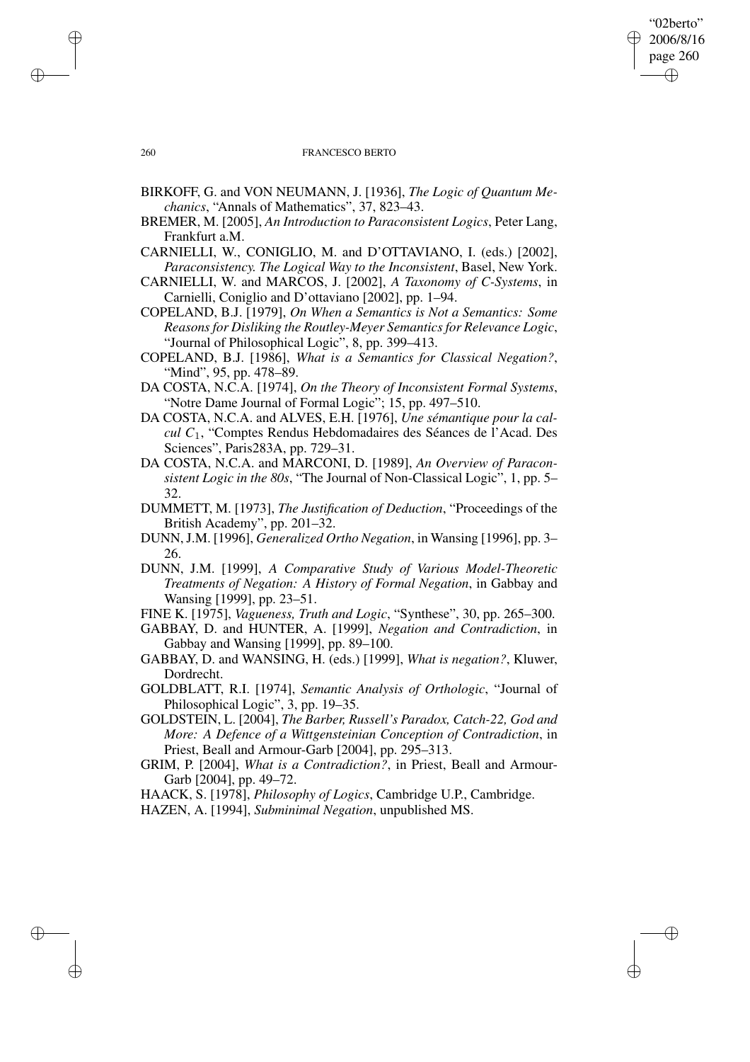BIRKOFF, G. and VON NEUMANN, J. [1936], *The Logic of Quantum Mechanics*, "Annals of Mathematics", 37, 823–43.

BREMER, M. [2005], *An Introduction to Paraconsistent Logics*, Peter Lang, Frankfurt a.M.

CARNIELLI, W., CONIGLIO, M. and D'OTTAVIANO, I. (eds.) [2002], *Paraconsistency. The Logical Way to the Inconsistent*, Basel, New York.

CARNIELLI, W. and MARCOS, J. [2002], *A Taxonomy of C-Systems*, in Carnielli, Coniglio and D'ottaviano [2002], pp. 1–94.

COPELAND, B.J. [1979], *On When a Semantics is Not a Semantics: Some Reasons for Disliking the Routley-Meyer Semantics for Relevance Logic*, "Journal of Philosophical Logic", 8, pp. 399–413.

COPELAND, B.J. [1986], *What is a Semantics for Classical Negation?*, "Mind", 95, pp. 478–89.

DA COSTA, N.C.A. [1974], *On the Theory of Inconsistent Formal Systems*, "Notre Dame Journal of Formal Logic"; 15, pp. 497–510.

DA COSTA, N.C.A. and ALVES, E.H. [1976], *Une sémantique pour la calcul $C_1$*, "Comptes Rendus Hebdomadaires des Séances de l'Acad. Des Sciences", Paris283A, pp. 729–31.

DA COSTA, N.C.A. and MARCONI, D. [1989], *An Overview of Paraconsistent Logic in the 80s*, "The Journal of Non-Classical Logic", 1, pp. 5–32.

DUMMETT, M. [1973], *The Justification of Deduction*, "Proceedings of the British Academy", pp. 201–32.

DUNN, J.M. [1996], *Generalized Ortho Negation*, in Wansing [1996], pp. 3–26.

DUNN, J.M. [1999], *A Comparative Study of Various Model-Theoretic Treatments of Negation: A History of Formal Negation*, in Gabbay and Wansing [1999], pp. 23–51.

FINE K. [1975], *Vagueness, Truth and Logic*, "Synthese", 30, pp. 265–300.

GABBAY, D. and HUNTER, A. [1999], *Negation and Contradiction*, in Gabbay and Wansing [1999], pp. 89–100.

GABBAY, D. and WANSING, H. (eds.) [1999], *What is negation?*, Kluwer, Dordrecht.

GOLDBLATT, R.I. [1974], *Semantic Analysis of Orthologic*, "Journal of Philosophical Logic", 3, pp. 19–35.

GOLDSTEIN, L. [2004], *The Barber, Russell's Paradox, Catch-22, God and More: A Defence of a Wittgensteinian Conception of Contradiction*, in Priest, Beall and Armour-Garb [2004], pp. 295–313.

GRIM, P. [2004], *What is a Contradiction?*, in Priest, Beall and Armour-Garb [2004], pp. 49–72.

HAACK, S. [1978], *Philosophy of Logics*, Cambridge U.P., Cambridge.

HAZEN, A. [1994], *Subminimal Negation*, unpublished MS.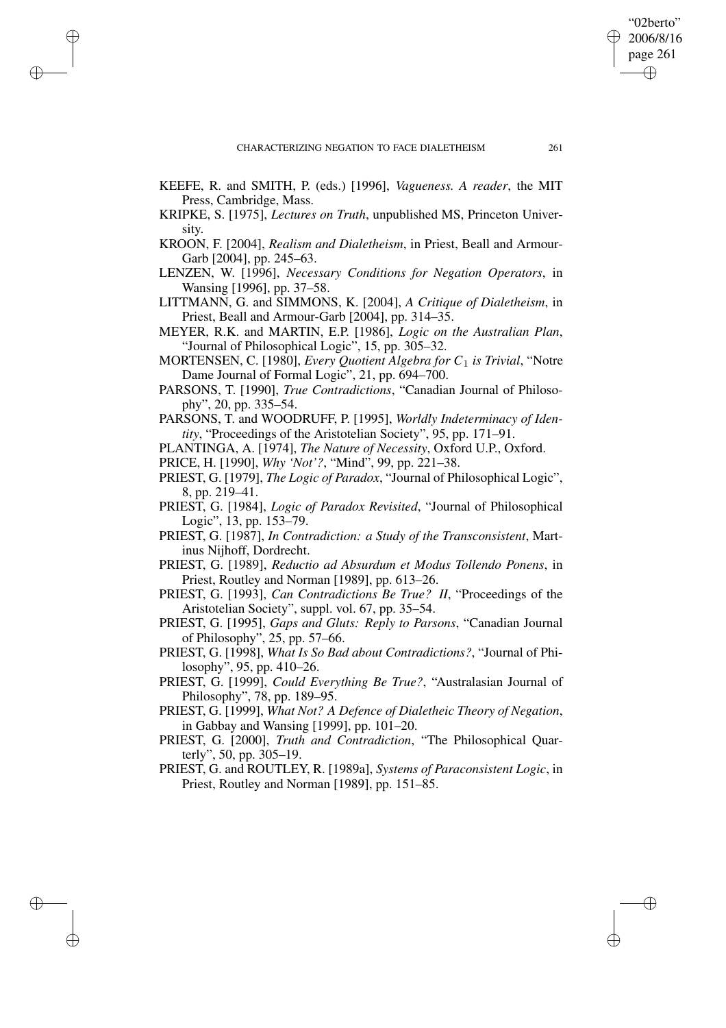KEEFE, R. and SMITH, P. (eds.) [1996], *Vagueness. A reader*, the MIT Press, Cambridge, Mass.

KRIPKE, S. [1975], *Lectures on Truth*, unpublished MS, Princeton University.

KROON, F. [2004], *Realism and Dialetheism*, in Priest, Beall and Armour-Garb [2004], pp. 245–63.

LENZEN, W. [1996], *Necessary Conditions for Negation Operators*, in Wansing [1996], pp. 37–58.

LITTMANN, G. and SIMMONS, K. [2004], *A Critique of Dialetheism*, in Priest, Beall and Armour-Garb [2004], pp. 314–35.

MEYER, R.K. and MARTIN, E.P. [1986], *Logic on the Australian Plan*, "Journal of Philosophical Logic", 15, pp. 305–32.

MORTENSEN, C. [1980], *Every Quotient Algebra for $C_1$ is Trivial*, "Notre Dame Journal of Formal Logic", 21, pp. 694–700.

PARSONS, T. [1990], *True Contradictions*, "Canadian Journal of Philosophy", 20, pp. 335–54.

PARSONS, T. and WOODRUFF, P. [1995], *Worldly Indeterminacy of Identity*, "Proceedings of the Aristotelian Society", 95, pp. 171–91.

PLANTINGA, A. [1974], *The Nature of Necessity*, Oxford U.P., Oxford.

PRICE, H. [1990], *Why 'Not'?*, "Mind", 99, pp. 221–38.

PRIEST, G. [1979], *The Logic of Paradox*, "Journal of Philosophical Logic", 8, pp. 219–41.

PRIEST, G. [1984], *Logic of Paradox Revisited*, "Journal of Philosophical Logic", 13, pp. 153–79.

PRIEST, G. [1987], *In Contradiction: a Study of the Transconsistent*, Martinus Nijhoff, Dordrecht.

PRIEST, G. [1989], *Reductio ad Absurdum et Modus Tollendo Ponens*, in Priest, Routley and Norman [1989], pp. 613–26.

PRIEST, G. [1993], *Can Contradictions Be True? II*, "Proceedings of the Aristotelian Society", suppl. vol. 67, pp. 35–54.

PRIEST, G. [1995], *Gaps and Gluts: Reply to Parsons*, "Canadian Journal of Philosophy", 25, pp. 57–66.

PRIEST, G. [1998], *What Is So Bad about Contradictions?*, "Journal of Philosophy", 95, pp. 410–26.

PRIEST, G. [1999], *Could Everything Be True?*, "Australasian Journal of Philosophy", 78, pp. 189–95.

PRIEST, G. [1999], *What Not? A Defence of Dialetheic Theory of Negation*, in Gabbay and Wansing [1999], pp. 101–20.

PRIEST, G. [2000], *Truth and Contradiction*, "The Philosophical Quarterly", 50, pp. 305–19.

PRIEST, G. and ROUTLEY, R. [1989a], *Systems of Paraconsistent Logic*, in Priest, Routley and Norman [1989], pp. 151–85.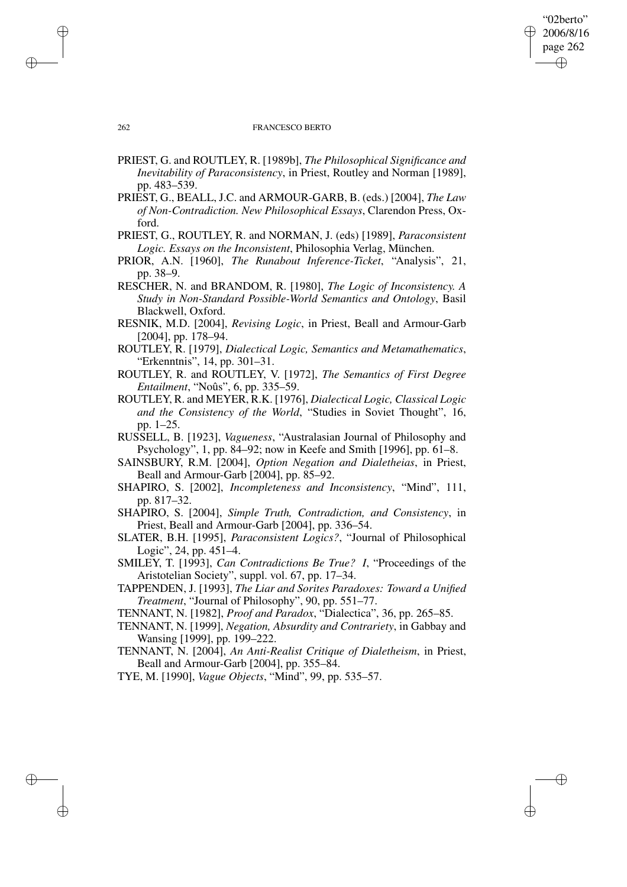PRIEST, G. and ROUTLEY, R. [1989b], *The Philosophical Significance and Inevitability of Paraconsistency*, in Priest, Routley and Norman [1989], pp. 483–539.

PRIEST, G., BEALL, J.C. and ARMOUR-GARB, B. (eds.) [2004], *The Law of Non-Contradiction. New Philosophical Essays*, Clarendon Press, Oxford.

PRIEST, G., ROUTLEY, R. and NORMAN, J. (eds) [1989], *Paraconsistent Logic. Essays on the Inconsistent*, Philosophia Verlag, München.

PRIOR, A.N. [1960], *The Runabout Inference-Ticket*, "Analysis", 21, pp. 38–9.

RESCHER, N. and BRANDOM, R. [1980], *The Logic of Inconsistency. A Study in Non-Standard Possible-World Semantics and Ontology*, Basil Blackwell, Oxford.

RESNIK, M.D. [2004], *Revising Logic*, in Priest, Beall and Armour-Garb [2004], pp. 178–94.

ROUTLEY, R. [1979], *Dialectical Logic, Semantics and Metamathematics*, "Erkenntnis", 14, pp. 301–31.

ROUTLEY, R. and ROUTLEY, V. [1972], *The Semantics of First Degree Entailment*, "Noûs", 6, pp. 335–59.

ROUTLEY, R. and MEYER, R.K. [1976], *Dialectical Logic, Classical Logic and the Consistency of the World*, "Studies in Soviet Thought", 16, pp. 1–25.

RUSSELL, B. [1923], *Vagueness*, "Australasian Journal of Philosophy and Psychology", 1, pp. 84–92; now in Keefe and Smith [1996], pp. 61–8.

SAINSBURY, R.M. [2004], *Option Negation and Dialetheias*, in Priest, Beall and Armour-Garb [2004], pp. 85–92.

SHAPIRO, S. [2002], *Incompleteness and Inconsistency*, "Mind", 111, pp. 817–32.

SHAPIRO, S. [2004], *Simple Truth, Contradiction, and Consistency*, in Priest, Beall and Armour-Garb [2004], pp. 336–54.

SLATER, B.H. [1995], *Paraconsistent Logics?*, "Journal of Philosophical Logic", 24, pp. 451–4.

SMILEY, T. [1993], *Can Contradictions Be True? I*, "Proceedings of the Aristotelian Society", suppl. vol. 67, pp. 17–34.

TAPPENDEN, J. [1993], *The Liar and Sorites Paradoxes: Toward a Unified Treatment*, "Journal of Philosophy", 90, pp. 551–77.

TENNANT, N. [1982], *Proof and Paradox*, "Dialectica", 36, pp. 265–85.

TENNANT, N. [1999], *Negation, Absurdity and Contrariety*, in Gabbay and Wansing [1999], pp. 199–222.

TENNANT, N. [2004], *An Anti-Realist Critique of Dialetheism*, in Priest, Beall and Armour-Garb [2004], pp. 355–84.

TYE, M. [1990], *Vague Objects*, "Mind", 99, pp. 535–57.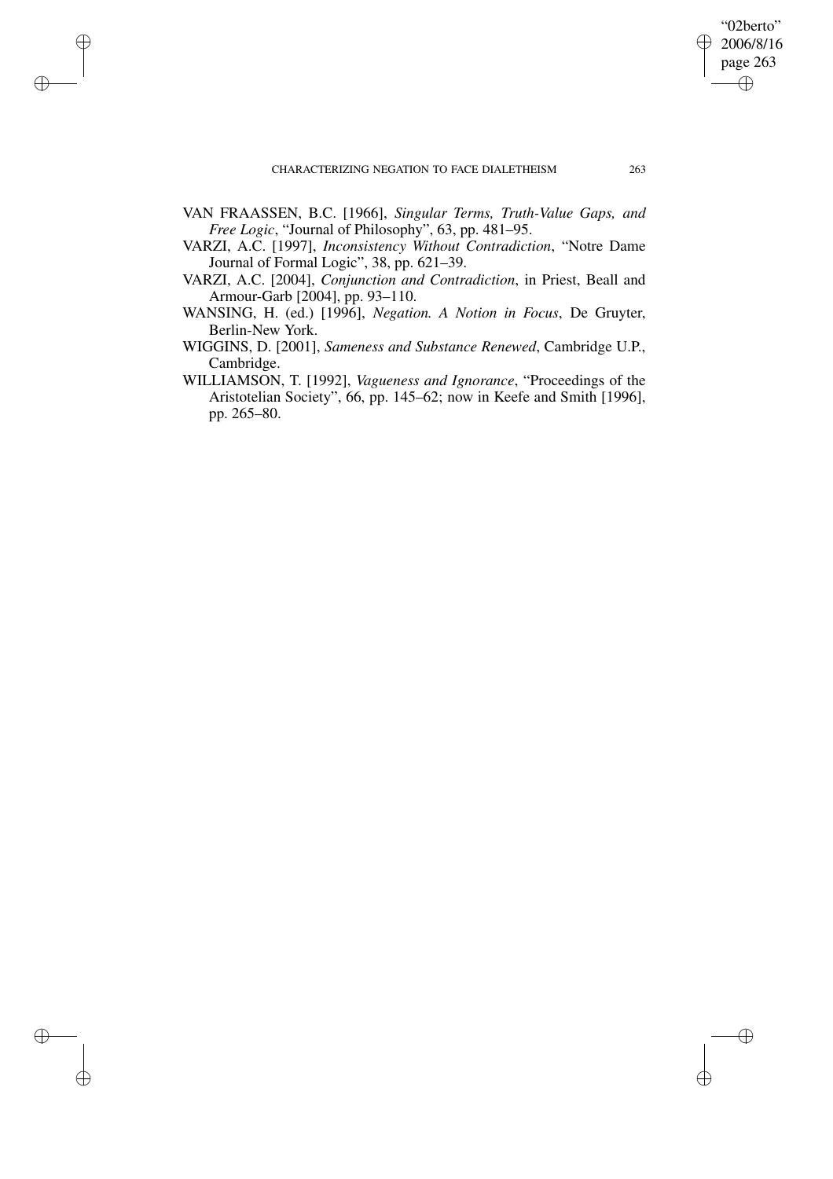VAN FRAASSEN, B.C. [1966], *Singular Terms, Truth-Value Gaps, and Free Logic*, "Journal of Philosophy", 63, pp. 481–95.

VARZI, A.C. [1997], *Inconsistency Without Contradiction*, "Notre Dame Journal of Formal Logic", 38, pp. 621–39.

VARZI, A.C. [2004], *Conjunction and Contradiction*, in Priest, Beall and Armour-Garb [2004], pp. 93–110.

WANSING, H. (ed.) [1996], *Negation. A Notion in Focus*, De Gruyter, Berlin-New York.

WIGGINS, D. [2001], *Sameness and Substance Renewed*, Cambridge U.P., Cambridge.

WILLIAMSON, T. [1992], *Vagueness and Ignorance*, "Proceedings of the Aristotelian Society", 66, pp. 145–62; now in Keefe and Smith [1996], pp. 265–80.